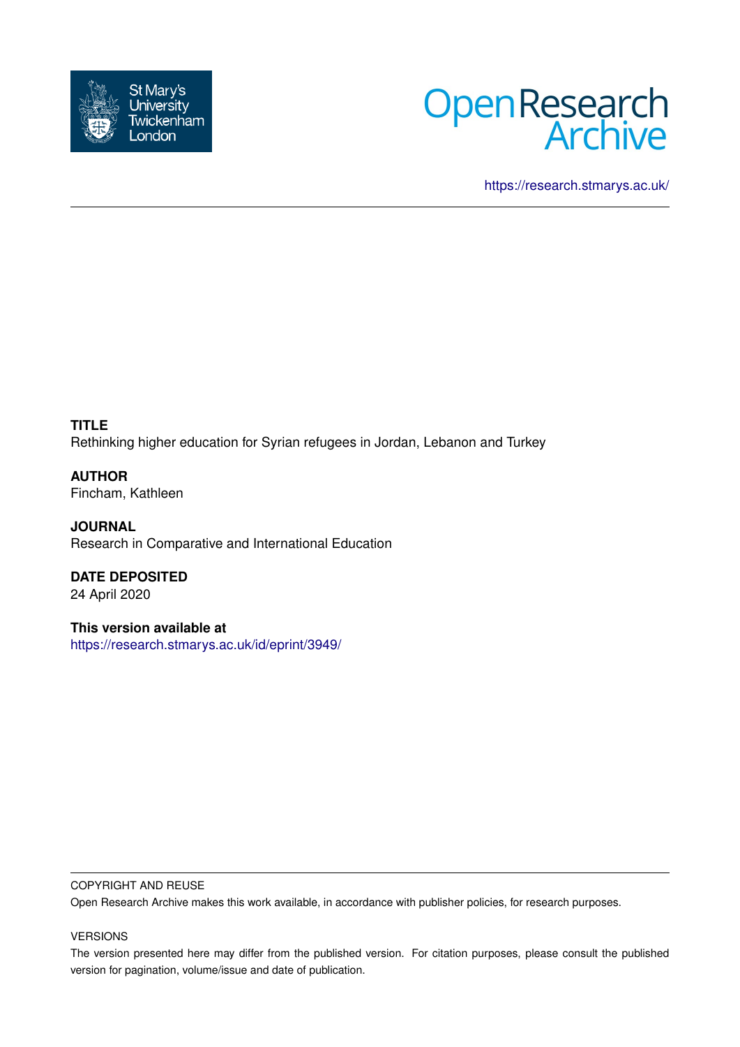St Mary's University Twickenham London

OpenResearch Archive

https://research.stmarys.ac.uk/

**TITLE**
Rethinking higher education for Syrian refugees in Jordan, Lebanon and Turkey

**AUTHOR**
Fincham, Kathleen

**JOURNAL**
Research in Comparative and International Education

**DATE DEPOSITED**
24 April 2020

**This version available at**
https://research.stmarys.ac.uk/id/eprint/3949/

COPYRIGHT AND REUSE

Open Research Archive makes this work available, in accordance with publisher policies, for research purposes.

VERSIONS

The version presented here may differ from the published version. For citation purposes, please consult the published version for pagination, volume/issue and date of publication.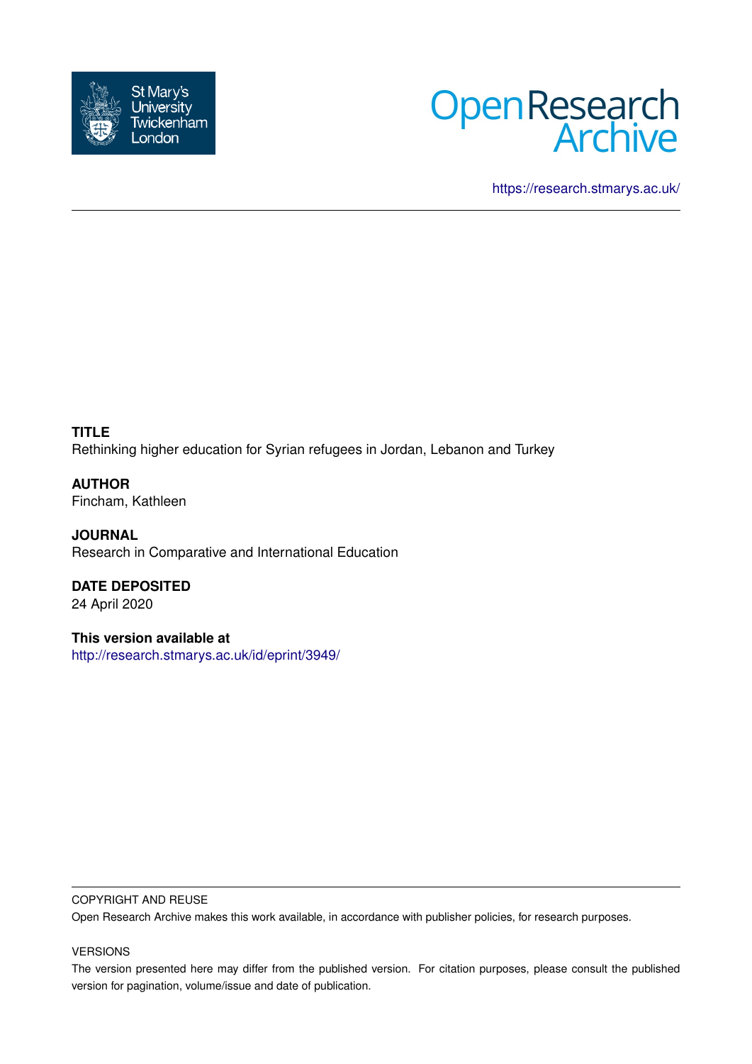https://research.stmarys.ac.uk/

**TITLE**
Rethinking higher education for Syrian refugees in Jordan, Lebanon and Turkey

**AUTHOR**
Fincham, Kathleen

**JOURNAL**
Research in Comparative and International Education

**DATE DEPOSITED**
24 April 2020

**This version available at**
http://research.stmarys.ac.uk/id/eprint/3949/

COPYRIGHT AND REUSE

Open Research Archive makes this work available, in accordance with publisher policies, for research purposes.

VERSIONS

The version presented here may differ from the published version. For citation purposes, please consult the published version for pagination, volume/issue and date of publication.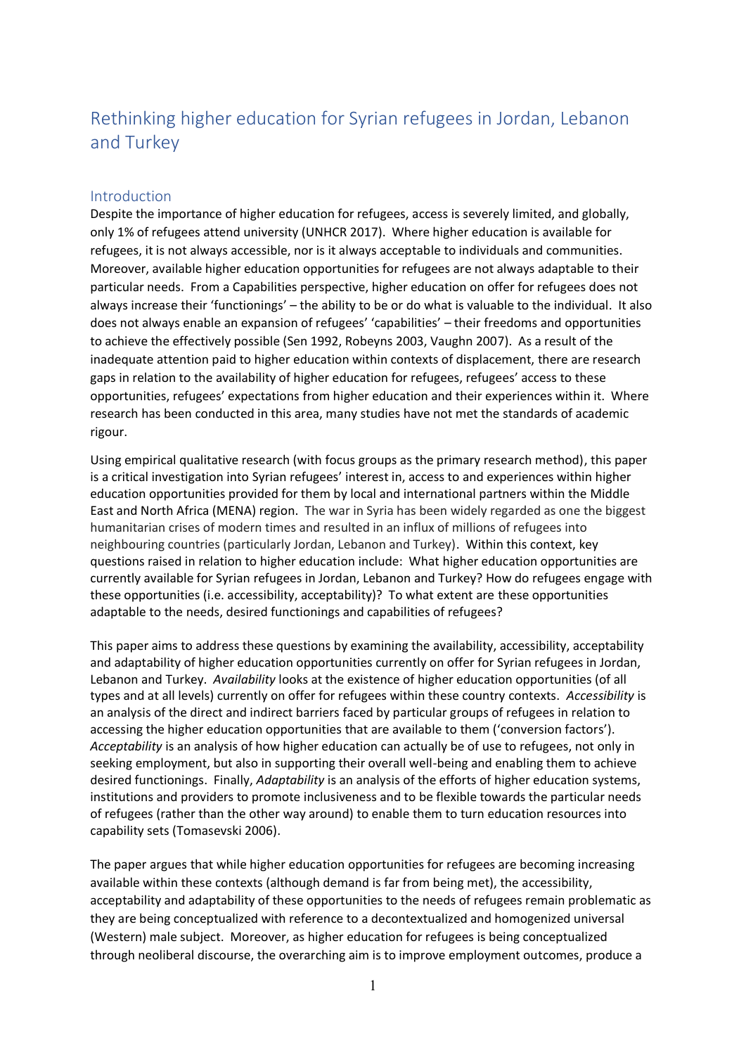# Rethinking higher education for Syrian refugees in Jordan, Lebanon and Turkey

## Introduction

Despite the importance of higher education for refugees, access is severely limited, and globally, only 1% of refugees attend university (UNHCR 2017). Where higher education is available for refugees, it is not always accessible, nor is it always acceptable to individuals and communities. Moreover, available higher education opportunities for refugees are not always adaptable to their particular needs. From a Capabilities perspective, higher education on offer for refugees does not always increase their 'functionings' – the ability to be or do what is valuable to the individual. It also does not always enable an expansion of refugees' 'capabilities' – their freedoms and opportunities to achieve the effectively possible (Sen 1992, Robeyns 2003, Vaughn 2007). As a result of the inadequate attention paid to higher education within contexts of displacement, there are research gaps in relation to the availability of higher education for refugees, refugees' access to these opportunities, refugees' expectations from higher education and their experiences within it. Where research has been conducted in this area, many studies have not met the standards of academic rigour.

Using empirical qualitative research (with focus groups as the primary research method), this paper is a critical investigation into Syrian refugees' interest in, access to and experiences within higher education opportunities provided for them by local and international partners within the Middle East and North Africa (MENA) region. The war in Syria has been widely regarded as one the biggest humanitarian crises of modern times and resulted in an influx of millions of refugees into neighbouring countries (particularly Jordan, Lebanon and Turkey). Within this context, key questions raised in relation to higher education include: What higher education opportunities are currently available for Syrian refugees in Jordan, Lebanon and Turkey? How do refugees engage with these opportunities (i.e. accessibility, acceptability)? To what extent are these opportunities adaptable to the needs, desired functionings and capabilities of refugees?

This paper aims to address these questions by examining the availability, accessibility, acceptability and adaptability of higher education opportunities currently on offer for Syrian refugees in Jordan, Lebanon and Turkey. *Availability* looks at the existence of higher education opportunities (of all types and at all levels) currently on offer for refugees within these country contexts. *Accessibility* is an analysis of the direct and indirect barriers faced by particular groups of refugees in relation to accessing the higher education opportunities that are available to them ('conversion factors'). *Acceptability* is an analysis of how higher education can actually be of use to refugees, not only in seeking employment, but also in supporting their overall well-being and enabling them to achieve desired functionings. Finally, *Adaptability* is an analysis of the efforts of higher education systems, institutions and providers to promote inclusiveness and to be flexible towards the particular needs of refugees (rather than the other way around) to enable them to turn education resources into capability sets (Tomasevski 2006).

The paper argues that while higher education opportunities for refugees are becoming increasing available within these contexts (although demand is far from being met), the accessibility, acceptability and adaptability of these opportunities to the needs of refugees remain problematic as they are being conceptualized with reference to a decontextualized and homogenized universal (Western) male subject. Moreover, as higher education for refugees is being conceptualized through neoliberal discourse, the overarching aim is to improve employment outcomes, produce a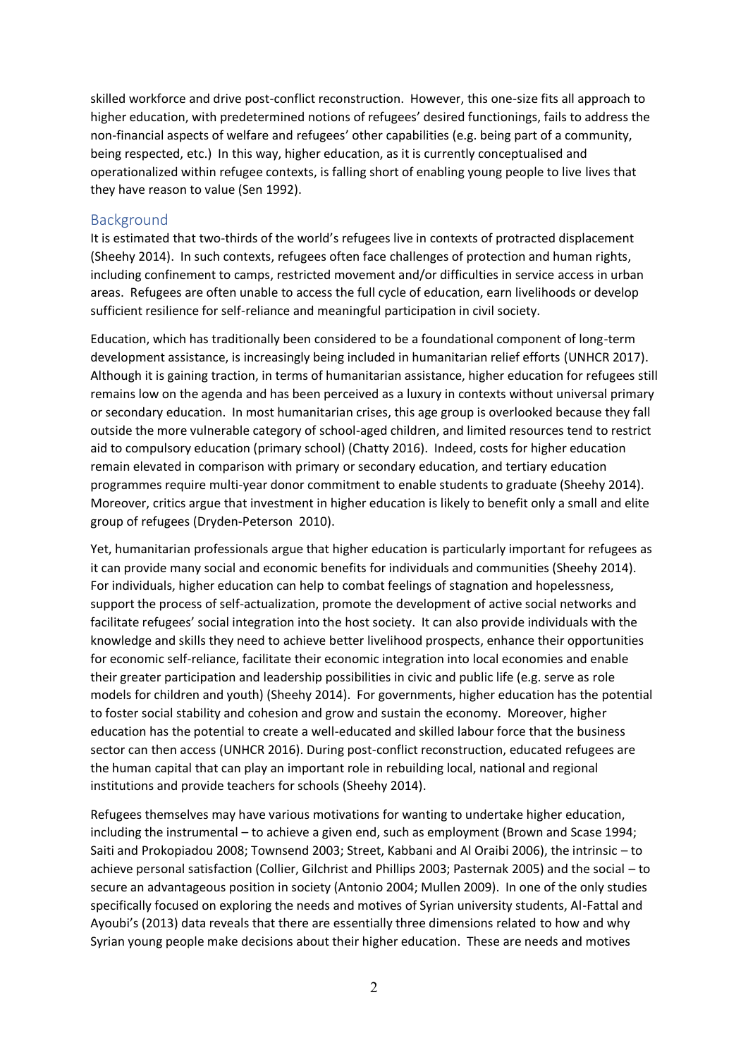skilled workforce and drive post-conflict reconstruction. However, this one-size fits all approach to higher education, with predetermined notions of refugees' desired functionings, fails to address the non-financial aspects of welfare and refugees' other capabilities (e.g. being part of a community, being respected, etc.) In this way, higher education, as it is currently conceptualised and operationalized within refugee contexts, is falling short of enabling young people to live lives that they have reason to value (Sen 1992).

## Background

It is estimated that two-thirds of the world's refugees live in contexts of protracted displacement (Sheehy 2014). In such contexts, refugees often face challenges of protection and human rights, including confinement to camps, restricted movement and/or difficulties in service access in urban areas. Refugees are often unable to access the full cycle of education, earn livelihoods or develop sufficient resilience for self-reliance and meaningful participation in civil society.

Education, which has traditionally been considered to be a foundational component of long-term development assistance, is increasingly being included in humanitarian relief efforts (UNHCR 2017). Although it is gaining traction, in terms of humanitarian assistance, higher education for refugees still remains low on the agenda and has been perceived as a luxury in contexts without universal primary or secondary education. In most humanitarian crises, this age group is overlooked because they fall outside the more vulnerable category of school-aged children, and limited resources tend to restrict aid to compulsory education (primary school) (Chatty 2016). Indeed, costs for higher education remain elevated in comparison with primary or secondary education, and tertiary education programmes require multi-year donor commitment to enable students to graduate (Sheehy 2014). Moreover, critics argue that investment in higher education is likely to benefit only a small and elite group of refugees (Dryden-Peterson 2010).

Yet, humanitarian professionals argue that higher education is particularly important for refugees as it can provide many social and economic benefits for individuals and communities (Sheehy 2014). For individuals, higher education can help to combat feelings of stagnation and hopelessness, support the process of self-actualization, promote the development of active social networks and facilitate refugees' social integration into the host society. It can also provide individuals with the knowledge and skills they need to achieve better livelihood prospects, enhance their opportunities for economic self-reliance, facilitate their economic integration into local economies and enable their greater participation and leadership possibilities in civic and public life (e.g. serve as role models for children and youth) (Sheehy 2014). For governments, higher education has the potential to foster social stability and cohesion and grow and sustain the economy. Moreover, higher education has the potential to create a well-educated and skilled labour force that the business sector can then access (UNHCR 2016). During post-conflict reconstruction, educated refugees are the human capital that can play an important role in rebuilding local, national and regional institutions and provide teachers for schools (Sheehy 2014).

Refugees themselves may have various motivations for wanting to undertake higher education, including the instrumental – to achieve a given end, such as employment (Brown and Scase 1994; Saiti and Prokopiadou 2008; Townsend 2003; Street, Kabbani and Al Oraibi 2006), the intrinsic – to achieve personal satisfaction (Collier, Gilchrist and Phillips 2003; Pasternak 2005) and the social – to secure an advantageous position in society (Antonio 2004; Mullen 2009). In one of the only studies specifically focused on exploring the needs and motives of Syrian university students, Al-Fattal and Ayoubi's (2013) data reveals that there are essentially three dimensions related to how and why Syrian young people make decisions about their higher education. These are needs and motives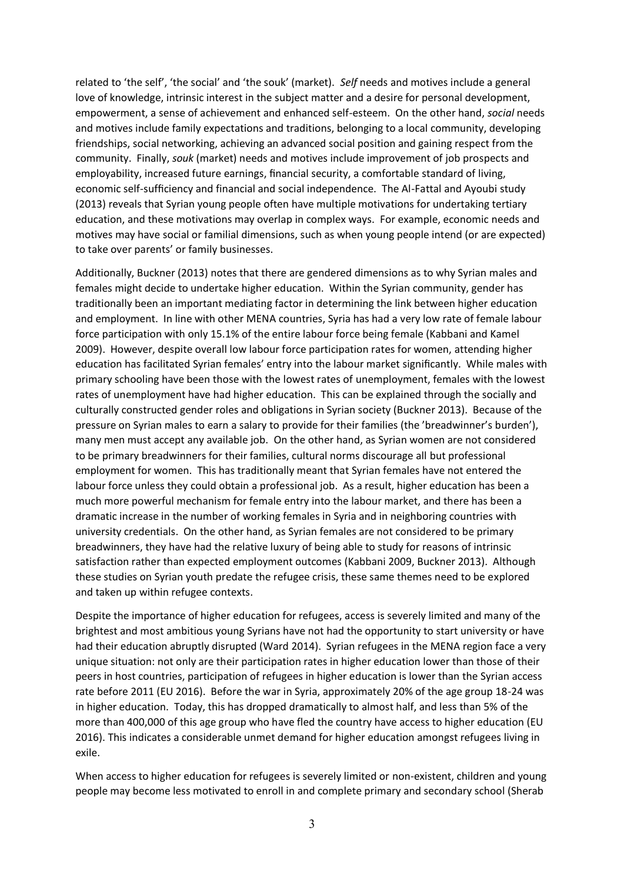related to 'the self', 'the social' and 'the souk' (market). *Self* needs and motives include a general love of knowledge, intrinsic interest in the subject matter and a desire for personal development, empowerment, a sense of achievement and enhanced self-esteem. On the other hand, *social* needs and motives include family expectations and traditions, belonging to a local community, developing friendships, social networking, achieving an advanced social position and gaining respect from the community. Finally, *souk* (market) needs and motives include improvement of job prospects and employability, increased future earnings, financial security, a comfortable standard of living, economic self-sufficiency and financial and social independence. The Al-Fattal and Ayoubi study (2013) reveals that Syrian young people often have multiple motivations for undertaking tertiary education, and these motivations may overlap in complex ways. For example, economic needs and motives may have social or familial dimensions, such as when young people intend (or are expected) to take over parents' or family businesses.

Additionally, Buckner (2013) notes that there are gendered dimensions as to why Syrian males and females might decide to undertake higher education. Within the Syrian community, gender has traditionally been an important mediating factor in determining the link between higher education and employment. In line with other MENA countries, Syria has had a very low rate of female labour force participation with only 15.1% of the entire labour force being female (Kabbani and Kamel 2009). However, despite overall low labour force participation rates for women, attending higher education has facilitated Syrian females' entry into the labour market significantly. While males with primary schooling have been those with the lowest rates of unemployment, females with the lowest rates of unemployment have had higher education. This can be explained through the socially and culturally constructed gender roles and obligations in Syrian society (Buckner 2013). Because of the pressure on Syrian males to earn a salary to provide for their families (the 'breadwinner's burden'), many men must accept any available job. On the other hand, as Syrian women are not considered to be primary breadwinners for their families, cultural norms discourage all but professional employment for women. This has traditionally meant that Syrian females have not entered the labour force unless they could obtain a professional job. As a result, higher education has been a much more powerful mechanism for female entry into the labour market, and there has been a dramatic increase in the number of working females in Syria and in neighboring countries with university credentials. On the other hand, as Syrian females are not considered to be primary breadwinners, they have had the relative luxury of being able to study for reasons of intrinsic satisfaction rather than expected employment outcomes (Kabbani 2009, Buckner 2013). Although these studies on Syrian youth predate the refugee crisis, these same themes need to be explored and taken up within refugee contexts.

Despite the importance of higher education for refugees, access is severely limited and many of the brightest and most ambitious young Syrians have not had the opportunity to start university or have had their education abruptly disrupted (Ward 2014). Syrian refugees in the MENA region face a very unique situation: not only are their participation rates in higher education lower than those of their peers in host countries, participation of refugees in higher education is lower than the Syrian access rate before 2011 (EU 2016). Before the war in Syria, approximately 20% of the age group 18-24 was in higher education. Today, this has dropped dramatically to almost half, and less than 5% of the more than 400,000 of this age group who have fled the country have access to higher education (EU 2016). This indicates a considerable unmet demand for higher education amongst refugees living in exile.

When access to higher education for refugees is severely limited or non-existent, children and young people may become less motivated to enroll in and complete primary and secondary school (Sherab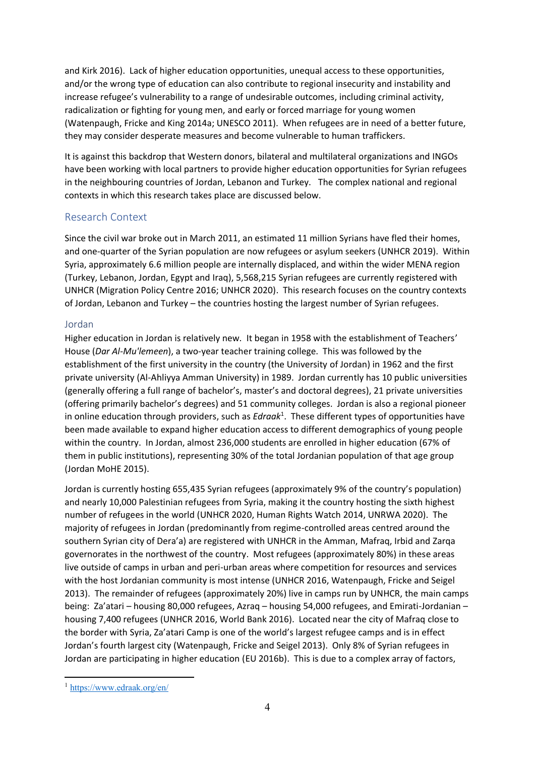and Kirk 2016). Lack of higher education opportunities, unequal access to these opportunities, and/or the wrong type of education can also contribute to regional insecurity and instability and increase refugee's vulnerability to a range of undesirable outcomes, including criminal activity, radicalization or fighting for young men, and early or forced marriage for young women (Watenpaugh, Fricke and King 2014a; UNESCO 2011). When refugees are in need of a better future, they may consider desperate measures and become vulnerable to human traffickers.

It is against this backdrop that Western donors, bilateral and multilateral organizations and INGOs have been working with local partners to provide higher education opportunities for Syrian refugees in the neighbouring countries of Jordan, Lebanon and Turkey. The complex national and regional contexts in which this research takes place are discussed below.

## Research Context

Since the civil war broke out in March 2011, an estimated 11 million Syrians have fled their homes, and one-quarter of the Syrian population are now refugees or asylum seekers (UNHCR 2019). Within Syria, approximately 6.6 million people are internally displaced, and within the wider MENA region (Turkey, Lebanon, Jordan, Egypt and Iraq), 5,568,215 Syrian refugees are currently registered with UNHCR (Migration Policy Centre 2016; UNHCR 2020). This research focuses on the country contexts of Jordan, Lebanon and Turkey – the countries hosting the largest number of Syrian refugees.

### Jordan

Higher education in Jordan is relatively new. It began in 1958 with the establishment of Teachers' House (*Dar Al-Mu'lemeen*), a two-year teacher training college. This was followed by the establishment of the first university in the country (the University of Jordan) in 1962 and the first private university (Al-Ahliyya Amman University) in 1989. Jordan currently has 10 public universities (generally offering a full range of bachelor's, master's and doctoral degrees), 21 private universities (offering primarily bachelor's degrees) and 51 community colleges. Jordan is also a regional pioneer in online education through providers, such as *Edraak*[1]. These different types of opportunities have been made available to expand higher education access to different demographics of young people within the country. In Jordan, almost 236,000 students are enrolled in higher education (67% of them in public institutions), representing 30% of the total Jordanian population of that age group (Jordan MoHE 2015).

Jordan is currently hosting 655,435 Syrian refugees (approximately 9% of the country's population) and nearly 10,000 Palestinian refugees from Syria, making it the country hosting the sixth highest number of refugees in the world (UNHCR 2020, Human Rights Watch 2014, UNRWA 2020). The majority of refugees in Jordan (predominantly from regime-controlled areas centred around the southern Syrian city of Dera'a) are registered with UNHCR in the Amman, Mafraq, Irbid and Zarqa governorates in the northwest of the country. Most refugees (approximately 80%) in these areas live outside of camps in urban and peri-urban areas where competition for resources and services with the host Jordanian community is most intense (UNHCR 2016, Watenpaugh, Fricke and Seigel 2013). The remainder of refugees (approximately 20%) live in camps run by UNHCR, the main camps being: Za'atari – housing 80,000 refugees, Azraq – housing 54,000 refugees, and Emirati-Jordanian – housing 7,400 refugees (UNHCR 2016, World Bank 2016). Located near the city of Mafraq close to the border with Syria, Za'atari Camp is one of the world's largest refugee camps and is in effect Jordan's fourth largest city (Watenpaugh, Fricke and Seigel 2013). Only 8% of Syrian refugees in Jordan are participating in higher education (EU 2016b). This is due to a complex array of factors,

[1] https://www.edraak.org/en/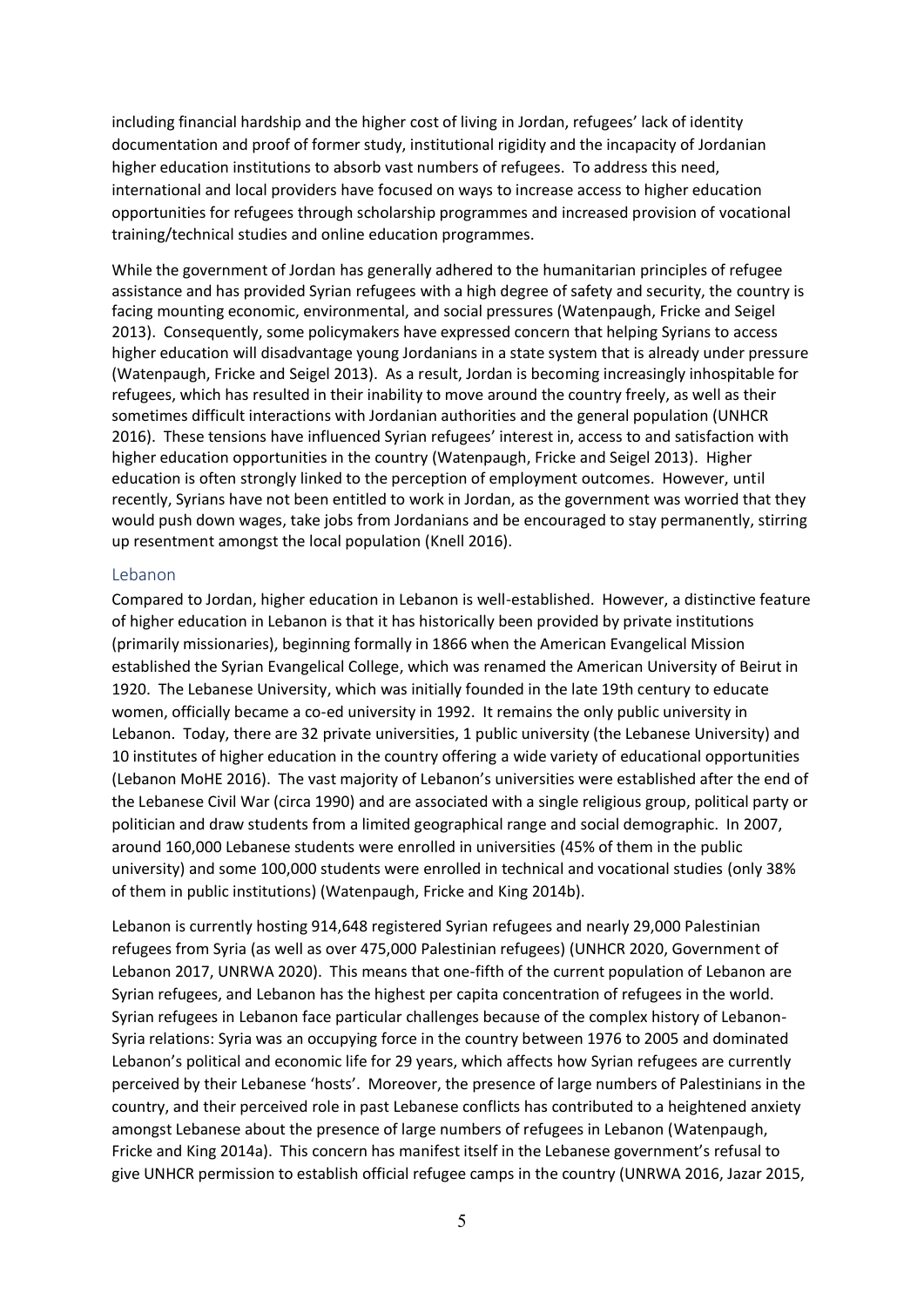including financial hardship and the higher cost of living in Jordan, refugees' lack of identity documentation and proof of former study, institutional rigidity and the incapacity of Jordanian higher education institutions to absorb vast numbers of refugees. To address this need, international and local providers have focused on ways to increase access to higher education opportunities for refugees through scholarship programmes and increased provision of vocational training/technical studies and online education programmes.

While the government of Jordan has generally adhered to the humanitarian principles of refugee assistance and has provided Syrian refugees with a high degree of safety and security, the country is facing mounting economic, environmental, and social pressures (Watenpaugh, Fricke and Seigel 2013). Consequently, some policymakers have expressed concern that helping Syrians to access higher education will disadvantage young Jordanians in a state system that is already under pressure (Watenpaugh, Fricke and Seigel 2013). As a result, Jordan is becoming increasingly inhospitable for refugees, which has resulted in their inability to move around the country freely, as well as their sometimes difficult interactions with Jordanian authorities and the general population (UNHCR 2016). These tensions have influenced Syrian refugees' interest in, access to and satisfaction with higher education opportunities in the country (Watenpaugh, Fricke and Seigel 2013). Higher education is often strongly linked to the perception of employment outcomes. However, until recently, Syrians have not been entitled to work in Jordan, as the government was worried that they would push down wages, take jobs from Jordanians and be encouraged to stay permanently, stirring up resentment amongst the local population (Knell 2016).

### Lebanon

Compared to Jordan, higher education in Lebanon is well-established. However, a distinctive feature of higher education in Lebanon is that it has historically been provided by private institutions (primarily missionaries), beginning formally in 1866 when the American Evangelical Mission established the Syrian Evangelical College, which was renamed the American University of Beirut in 1920. The Lebanese University, which was initially founded in the late 19th century to educate women, officially became a co-ed university in 1992. It remains the only public university in Lebanon. Today, there are 32 private universities, 1 public university (the Lebanese University) and 10 institutes of higher education in the country offering a wide variety of educational opportunities (Lebanon MoHE 2016). The vast majority of Lebanon's universities were established after the end of the Lebanese Civil War (circa 1990) and are associated with a single religious group, political party or politician and draw students from a limited geographical range and social demographic. In 2007, around 160,000 Lebanese students were enrolled in universities (45% of them in the public university) and some 100,000 students were enrolled in technical and vocational studies (only 38% of them in public institutions) (Watenpaugh, Fricke and King 2014b).

Lebanon is currently hosting 914,648 registered Syrian refugees and nearly 29,000 Palestinian refugees from Syria (as well as over 475,000 Palestinian refugees) (UNHCR 2020, Government of Lebanon 2017, UNRWA 2020). This means that one-fifth of the current population of Lebanon are Syrian refugees, and Lebanon has the highest per capita concentration of refugees in the world. Syrian refugees in Lebanon face particular challenges because of the complex history of Lebanon-Syria relations: Syria was an occupying force in the country between 1976 to 2005 and dominated Lebanon's political and economic life for 29 years, which affects how Syrian refugees are currently perceived by their Lebanese 'hosts'. Moreover, the presence of large numbers of Palestinians in the country, and their perceived role in past Lebanese conflicts has contributed to a heightened anxiety amongst Lebanese about the presence of large numbers of refugees in Lebanon (Watenpaugh, Fricke and King 2014a). This concern has manifest itself in the Lebanese government's refusal to give UNHCR permission to establish official refugee camps in the country (UNRWA 2016, Jazar 2015,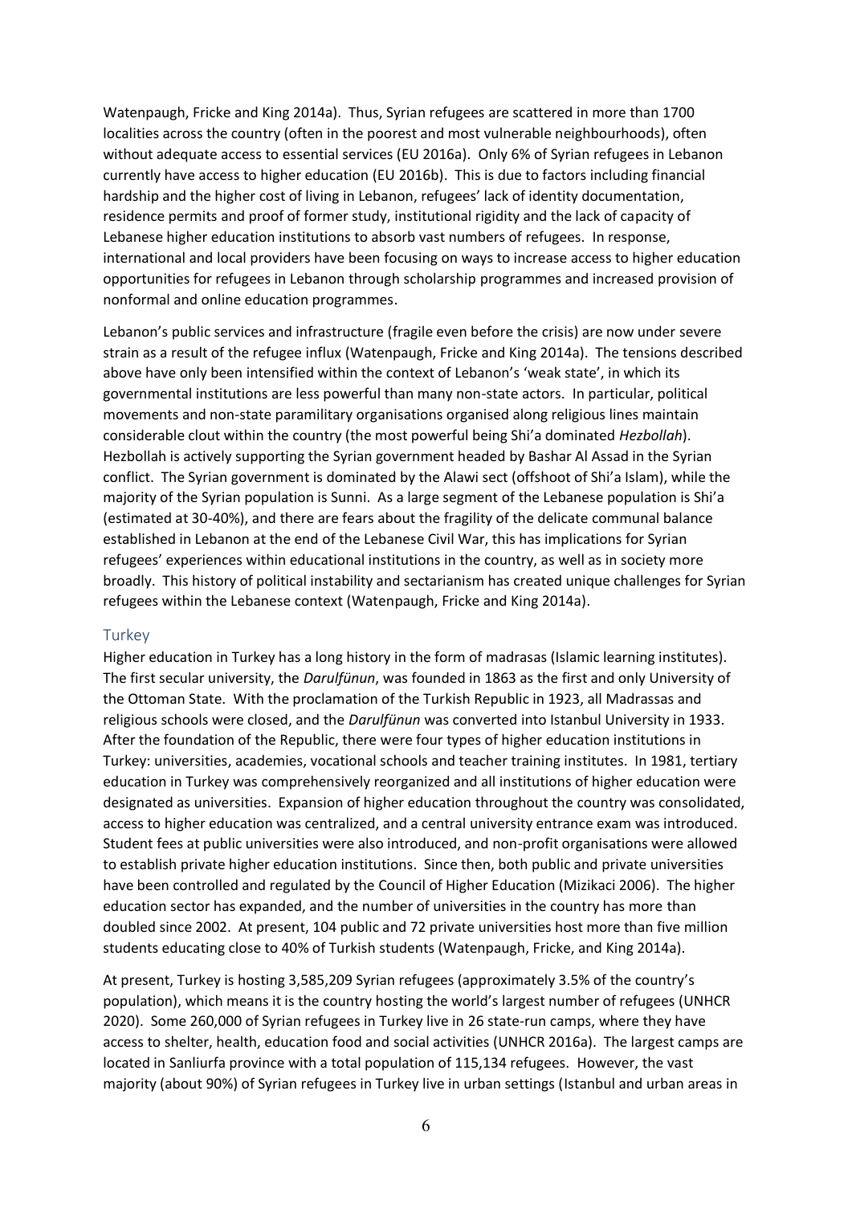Watenpaugh, Fricke and King 2014a). Thus, Syrian refugees are scattered in more than 1700 localities across the country (often in the poorest and most vulnerable neighbourhoods), often without adequate access to essential services (EU 2016a). Only 6% of Syrian refugees in Lebanon currently have access to higher education (EU 2016b). This is due to factors including financial hardship and the higher cost of living in Lebanon, refugees' lack of identity documentation, residence permits and proof of former study, institutional rigidity and the lack of capacity of Lebanese higher education institutions to absorb vast numbers of refugees. In response, international and local providers have been focusing on ways to increase access to higher education opportunities for refugees in Lebanon through scholarship programmes and increased provision of nonformal and online education programmes.

Lebanon's public services and infrastructure (fragile even before the crisis) are now under severe strain as a result of the refugee influx (Watenpaugh, Fricke and King 2014a). The tensions described above have only been intensified within the context of Lebanon's 'weak state', in which its governmental institutions are less powerful than many non-state actors. In particular, political movements and non-state paramilitary organisations organised along religious lines maintain considerable clout within the country (the most powerful being Shi'a dominated *Hezbollah*). Hezbollah is actively supporting the Syrian government headed by Bashar Al Assad in the Syrian conflict. The Syrian government is dominated by the Alawi sect (offshoot of Shi'a Islam), while the majority of the Syrian population is Sunni. As a large segment of the Lebanese population is Shi'a (estimated at 30-40%), and there are fears about the fragility of the delicate communal balance established in Lebanon at the end of the Lebanese Civil War, this has implications for Syrian refugees' experiences within educational institutions in the country, as well as in society more broadly. This history of political instability and sectarianism has created unique challenges for Syrian refugees within the Lebanese context (Watenpaugh, Fricke and King 2014a).

## Turkey

Higher education in Turkey has a long history in the form of madrasas (Islamic learning institutes). The first secular university, the *Darulfünun*, was founded in 1863 as the first and only University of the Ottoman State. With the proclamation of the Turkish Republic in 1923, all Madrassas and religious schools were closed, and the *Darulfünun* was converted into Istanbul University in 1933. After the foundation of the Republic, there were four types of higher education institutions in Turkey: universities, academies, vocational schools and teacher training institutes. In 1981, tertiary education in Turkey was comprehensively reorganized and all institutions of higher education were designated as universities. Expansion of higher education throughout the country was consolidated, access to higher education was centralized, and a central university entrance exam was introduced. Student fees at public universities were also introduced, and non-profit organisations were allowed to establish private higher education institutions. Since then, both public and private universities have been controlled and regulated by the Council of Higher Education (Mizikaci 2006). The higher education sector has expanded, and the number of universities in the country has more than doubled since 2002. At present, 104 public and 72 private universities host more than five million students educating close to 40% of Turkish students (Watenpaugh, Fricke, and King 2014a).

At present, Turkey is hosting 3,585,209 Syrian refugees (approximately 3.5% of the country's population), which means it is the country hosting the world's largest number of refugees (UNHCR 2020). Some 260,000 of Syrian refugees in Turkey live in 26 state-run camps, where they have access to shelter, health, education food and social activities (UNHCR 2016a). The largest camps are located in Sanliurfa province with a total population of 115,134 refugees. However, the vast majority (about 90%) of Syrian refugees in Turkey live in urban settings (Istanbul and urban areas in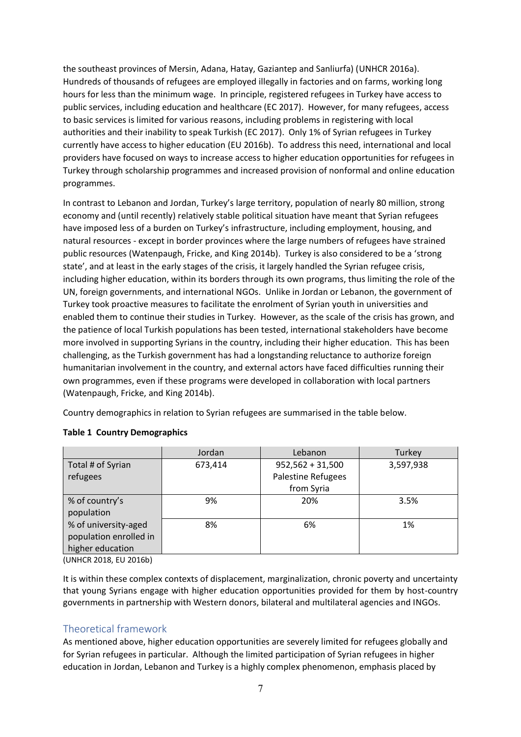the southeast provinces of Mersin, Adana, Hatay, Gaziantep and Sanliurfa) (UNHCR 2016a). Hundreds of thousands of refugees are employed illegally in factories and on farms, working long hours for less than the minimum wage. In principle, registered refugees in Turkey have access to public services, including education and healthcare (EC 2017). However, for many refugees, access to basic services is limited for various reasons, including problems in registering with local authorities and their inability to speak Turkish (EC 2017). Only 1% of Syrian refugees in Turkey currently have access to higher education (EU 2016b). To address this need, international and local providers have focused on ways to increase access to higher education opportunities for refugees in Turkey through scholarship programmes and increased provision of nonformal and online education programmes.

In contrast to Lebanon and Jordan, Turkey's large territory, population of nearly 80 million, strong economy and (until recently) relatively stable political situation have meant that Syrian refugees have imposed less of a burden on Turkey's infrastructure, including employment, housing, and natural resources - except in border provinces where the large numbers of refugees have strained public resources (Watenpaugh, Fricke, and King 2014b). Turkey is also considered to be a 'strong state', and at least in the early stages of the crisis, it largely handled the Syrian refugee crisis, including higher education, within its borders through its own programs, thus limiting the role of the UN, foreign governments, and international NGOs. Unlike in Jordan or Lebanon, the government of Turkey took proactive measures to facilitate the enrolment of Syrian youth in universities and enabled them to continue their studies in Turkey. However, as the scale of the crisis has grown, and the patience of local Turkish populations has been tested, international stakeholders have become more involved in supporting Syrians in the country, including their higher education. This has been challenging, as the Turkish government has had a longstanding reluctance to authorize foreign humanitarian involvement in the country, and external actors have faced difficulties running their own programmes, even if these programs were developed in collaboration with local partners (Watenpaugh, Fricke, and King 2014b).

Country demographics in relation to Syrian refugees are summarised in the table below.

**Table 1 Country Demographics**

| | Jordan | Lebanon | Turkey |
|---|---|---|---|
| Total # of Syrian refugees | 673,414 | 952,562 + 31,500 Palestine Refugees from Syria | 3,597,938 |
| % of country's population | 9% | 20% | 3.5% |
| % of university-aged population enrolled in higher education | 8% | 6% | 1% |

(UNHCR 2018, EU 2016b)

It is within these complex contexts of displacement, marginalization, chronic poverty and uncertainty that young Syrians engage with higher education opportunities provided for them by host-country governments in partnership with Western donors, bilateral and multilateral agencies and INGOs.

## Theoretical framework

As mentioned above, higher education opportunities are severely limited for refugees globally and for Syrian refugees in particular. Although the limited participation of Syrian refugees in higher education in Jordan, Lebanon and Turkey is a highly complex phenomenon, emphasis placed by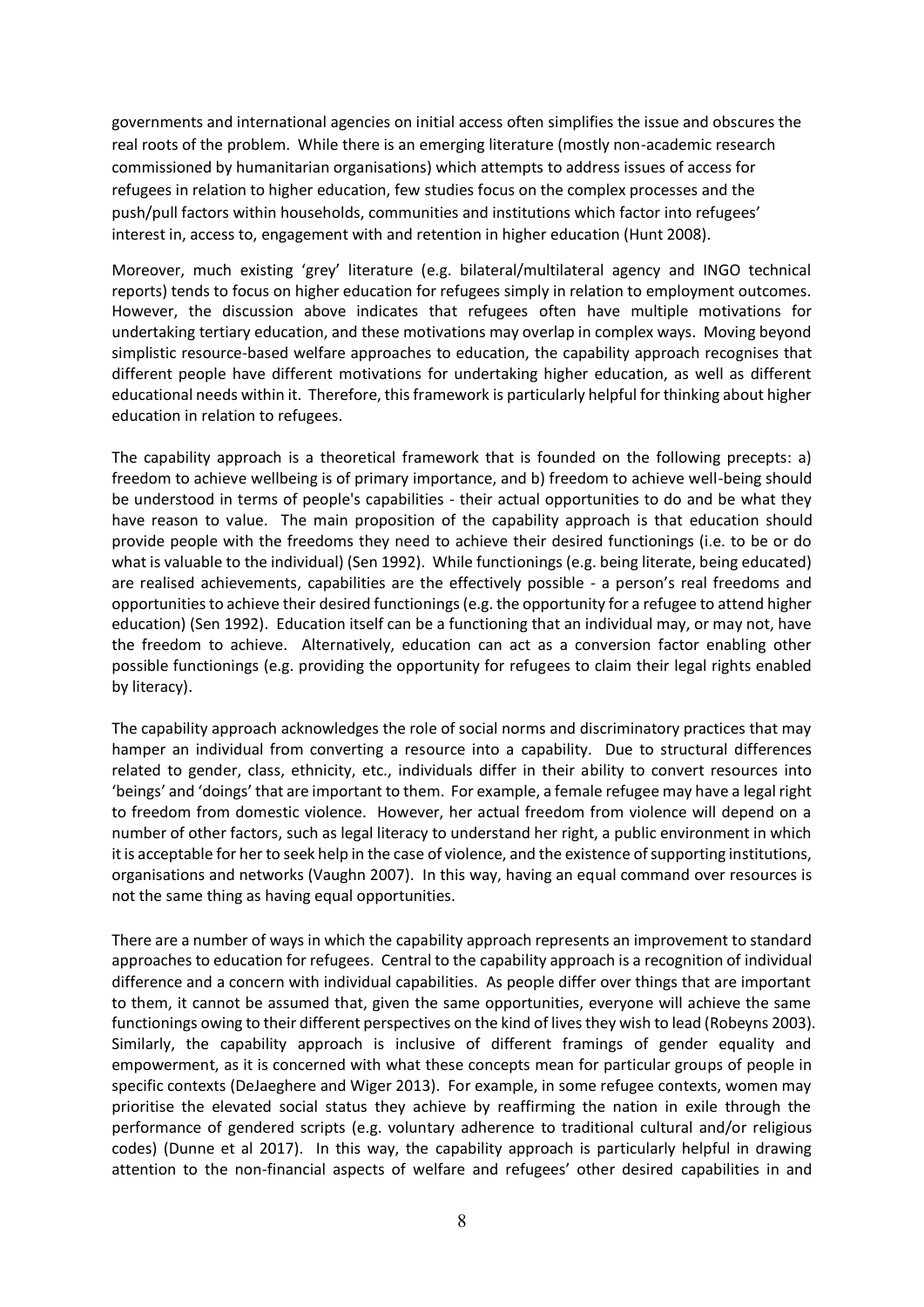governments and international agencies on initial access often simplifies the issue and obscures the real roots of the problem. While there is an emerging literature (mostly non-academic research commissioned by humanitarian organisations) which attempts to address issues of access for refugees in relation to higher education, few studies focus on the complex processes and the push/pull factors within households, communities and institutions which factor into refugees' interest in, access to, engagement with and retention in higher education (Hunt 2008).

Moreover, much existing 'grey' literature (e.g. bilateral/multilateral agency and INGO technical reports) tends to focus on higher education for refugees simply in relation to employment outcomes. However, the discussion above indicates that refugees often have multiple motivations for undertaking tertiary education, and these motivations may overlap in complex ways. Moving beyond simplistic resource-based welfare approaches to education, the capability approach recognises that different people have different motivations for undertaking higher education, as well as different educational needs within it. Therefore, this framework is particularly helpful for thinking about higher education in relation to refugees.

The capability approach is a theoretical framework that is founded on the following precepts: a) freedom to achieve wellbeing is of primary importance, and b) freedom to achieve well-being should be understood in terms of people's capabilities - their actual opportunities to do and be what they have reason to value. The main proposition of the capability approach is that education should provide people with the freedoms they need to achieve their desired functionings (i.e. to be or do what is valuable to the individual) (Sen 1992). While functionings (e.g. being literate, being educated) are realised achievements, capabilities are the effectively possible - a person's real freedoms and opportunities to achieve their desired functionings (e.g. the opportunity for a refugee to attend higher education) (Sen 1992). Education itself can be a functioning that an individual may, or may not, have the freedom to achieve. Alternatively, education can act as a conversion factor enabling other possible functionings (e.g. providing the opportunity for refugees to claim their legal rights enabled by literacy).

The capability approach acknowledges the role of social norms and discriminatory practices that may hamper an individual from converting a resource into a capability. Due to structural differences related to gender, class, ethnicity, etc., individuals differ in their ability to convert resources into 'beings' and 'doings' that are important to them. For example, a female refugee may have a legal right to freedom from domestic violence. However, her actual freedom from violence will depend on a number of other factors, such as legal literacy to understand her right, a public environment in which it is acceptable for her to seek help in the case of violence, and the existence of supporting institutions, organisations and networks (Vaughn 2007). In this way, having an equal command over resources is not the same thing as having equal opportunities.

There are a number of ways in which the capability approach represents an improvement to standard approaches to education for refugees. Central to the capability approach is a recognition of individual difference and a concern with individual capabilities. As people differ over things that are important to them, it cannot be assumed that, given the same opportunities, everyone will achieve the same functionings owing to their different perspectives on the kind of lives they wish to lead (Robeyns 2003). Similarly, the capability approach is inclusive of different framings of gender equality and empowerment, as it is concerned with what these concepts mean for particular groups of people in specific contexts (DeJaeghere and Wiger 2013). For example, in some refugee contexts, women may prioritise the elevated social status they achieve by reaffirming the nation in exile through the performance of gendered scripts (e.g. voluntary adherence to traditional cultural and/or religious codes) (Dunne et al 2017). In this way, the capability approach is particularly helpful in drawing attention to the non-financial aspects of welfare and refugees' other desired capabilities in and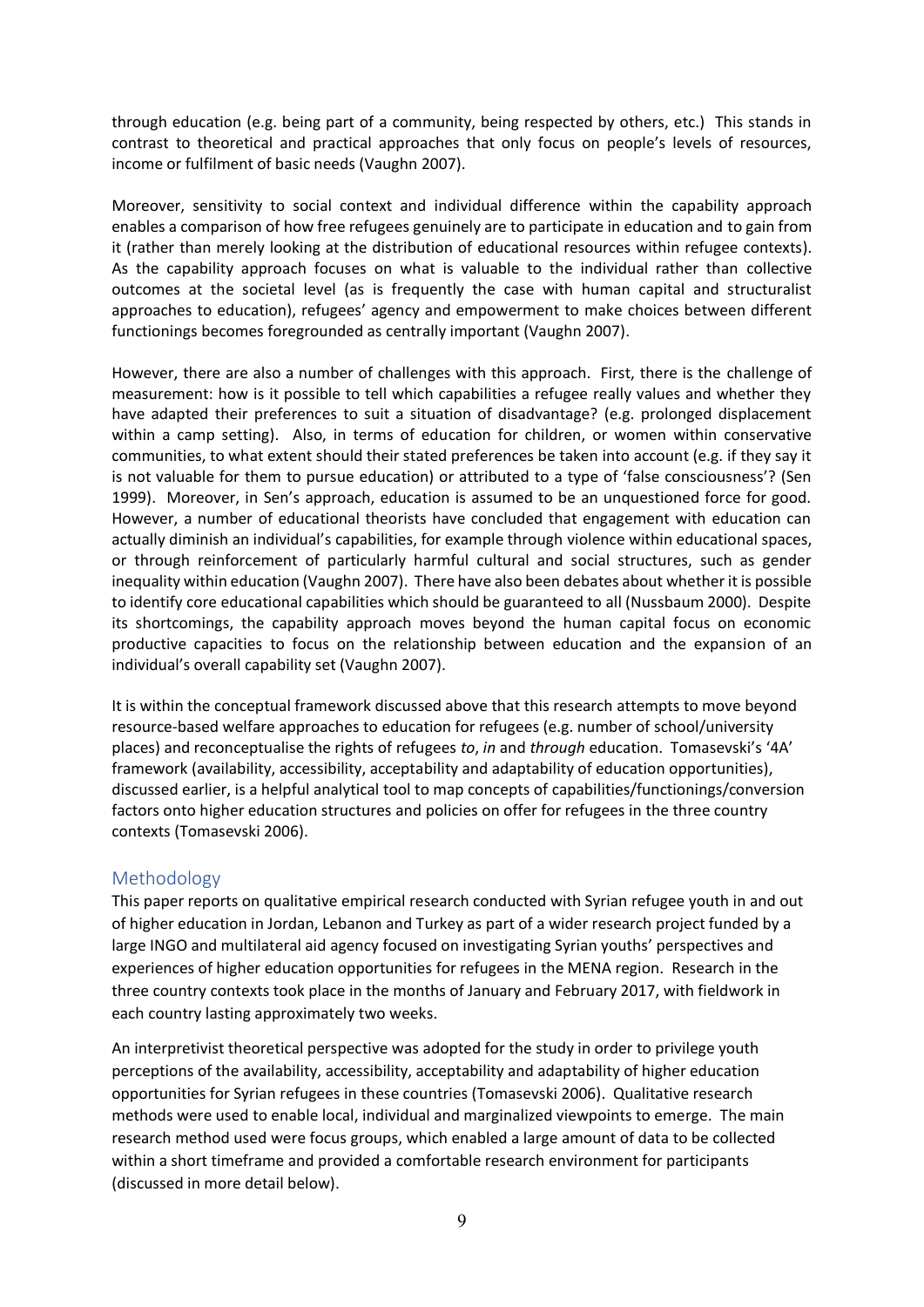through education (e.g. being part of a community, being respected by others, etc.) This stands in contrast to theoretical and practical approaches that only focus on people's levels of resources, income or fulfilment of basic needs (Vaughn 2007).

Moreover, sensitivity to social context and individual difference within the capability approach enables a comparison of how free refugees genuinely are to participate in education and to gain from it (rather than merely looking at the distribution of educational resources within refugee contexts). As the capability approach focuses on what is valuable to the individual rather than collective outcomes at the societal level (as is frequently the case with human capital and structuralist approaches to education), refugees' agency and empowerment to make choices between different functionings becomes foregrounded as centrally important (Vaughn 2007).

However, there are also a number of challenges with this approach. First, there is the challenge of measurement: how is it possible to tell which capabilities a refugee really values and whether they have adapted their preferences to suit a situation of disadvantage? (e.g. prolonged displacement within a camp setting). Also, in terms of education for children, or women within conservative communities, to what extent should their stated preferences be taken into account (e.g. if they say it is not valuable for them to pursue education) or attributed to a type of 'false consciousness'? (Sen 1999). Moreover, in Sen's approach, education is assumed to be an unquestioned force for good. However, a number of educational theorists have concluded that engagement with education can actually diminish an individual's capabilities, for example through violence within educational spaces, or through reinforcement of particularly harmful cultural and social structures, such as gender inequality within education (Vaughn 2007). There have also been debates about whether it is possible to identify core educational capabilities which should be guaranteed to all (Nussbaum 2000). Despite its shortcomings, the capability approach moves beyond the human capital focus on economic productive capacities to focus on the relationship between education and the expansion of an individual's overall capability set (Vaughn 2007).

It is within the conceptual framework discussed above that this research attempts to move beyond resource-based welfare approaches to education for refugees (e.g. number of school/university places) and reconceptualise the rights of refugees *to*, *in* and *through* education. Tomasevski's '4A' framework (availability, accessibility, acceptability and adaptability of education opportunities), discussed earlier, is a helpful analytical tool to map concepts of capabilities/functionings/conversion factors onto higher education structures and policies on offer for refugees in the three country contexts (Tomasevski 2006).

## Methodology

This paper reports on qualitative empirical research conducted with Syrian refugee youth in and out of higher education in Jordan, Lebanon and Turkey as part of a wider research project funded by a large INGO and multilateral aid agency focused on investigating Syrian youths' perspectives and experiences of higher education opportunities for refugees in the MENA region. Research in the three country contexts took place in the months of January and February 2017, with fieldwork in each country lasting approximately two weeks.

An interpretivist theoretical perspective was adopted for the study in order to privilege youth perceptions of the availability, accessibility, acceptability and adaptability of higher education opportunities for Syrian refugees in these countries (Tomasevski 2006). Qualitative research methods were used to enable local, individual and marginalized viewpoints to emerge. The main research method used were focus groups, which enabled a large amount of data to be collected within a short timeframe and provided a comfortable research environment for participants (discussed in more detail below).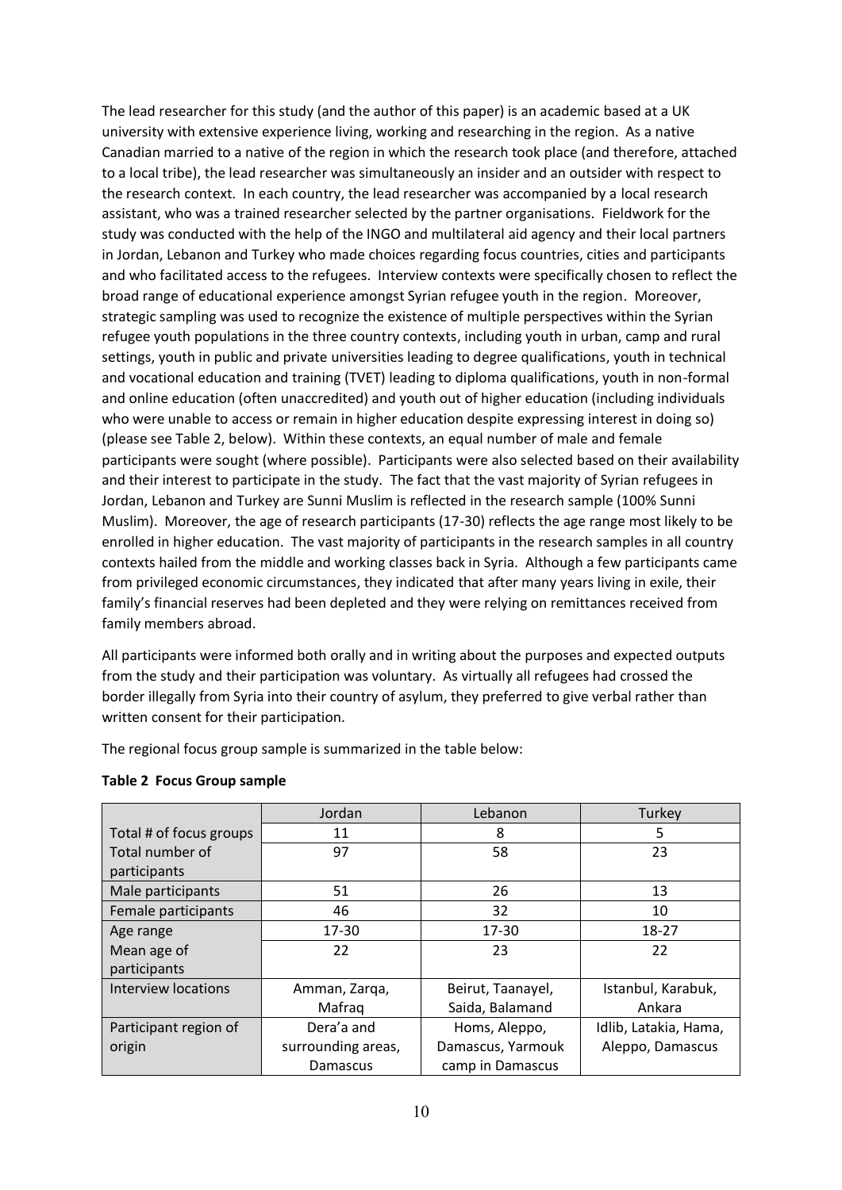The lead researcher for this study (and the author of this paper) is an academic based at a UK university with extensive experience living, working and researching in the region. As a native Canadian married to a native of the region in which the research took place (and therefore, attached to a local tribe), the lead researcher was simultaneously an insider and an outsider with respect to the research context. In each country, the lead researcher was accompanied by a local research assistant, who was a trained researcher selected by the partner organisations. Fieldwork for the study was conducted with the help of the INGO and multilateral aid agency and their local partners in Jordan, Lebanon and Turkey who made choices regarding focus countries, cities and participants and who facilitated access to the refugees. Interview contexts were specifically chosen to reflect the broad range of educational experience amongst Syrian refugee youth in the region. Moreover, strategic sampling was used to recognize the existence of multiple perspectives within the Syrian refugee youth populations in the three country contexts, including youth in urban, camp and rural settings, youth in public and private universities leading to degree qualifications, youth in technical and vocational education and training (TVET) leading to diploma qualifications, youth in non-formal and online education (often unaccredited) and youth out of higher education (including individuals who were unable to access or remain in higher education despite expressing interest in doing so) (please see Table 2, below). Within these contexts, an equal number of male and female participants were sought (where possible). Participants were also selected based on their availability and their interest to participate in the study. The fact that the vast majority of Syrian refugees in Jordan, Lebanon and Turkey are Sunni Muslim is reflected in the research sample (100% Sunni Muslim). Moreover, the age of research participants (17-30) reflects the age range most likely to be enrolled in higher education. The vast majority of participants in the research samples in all country contexts hailed from the middle and working classes back in Syria. Although a few participants came from privileged economic circumstances, they indicated that after many years living in exile, their family's financial reserves had been depleted and they were relying on remittances received from family members abroad.

All participants were informed both orally and in writing about the purposes and expected outputs from the study and their participation was voluntary. As virtually all refugees had crossed the border illegally from Syria into their country of asylum, they preferred to give verbal rather than written consent for their participation.

The regional focus group sample is summarized in the table below:

**Table 2 Focus Group sample**

| | Jordan | Lebanon | Turkey |
|---|---|---|---|
| Total # of focus groups | 11 | 8 | 5 |
| Total number of participants | 97 | 58 | 23 |
| Male participants | 51 | 26 | 13 |
| Female participants | 46 | 32 | 10 |
| Age range | 17-30 | 17-30 | 18-27 |
| Mean age of participants | 22 | 23 | 22 |
| Interview locations | Amman, Zarqa, Mafraq | Beirut, Taanayel, Saida, Balamand | Istanbul, Karabuk, Ankara |
| Participant region of origin | Dera'a and surrounding areas, Damascus | Homs, Aleppo, Damascus, Yarmouk camp in Damascus | Idlib, Latakia, Hama, Aleppo, Damascus |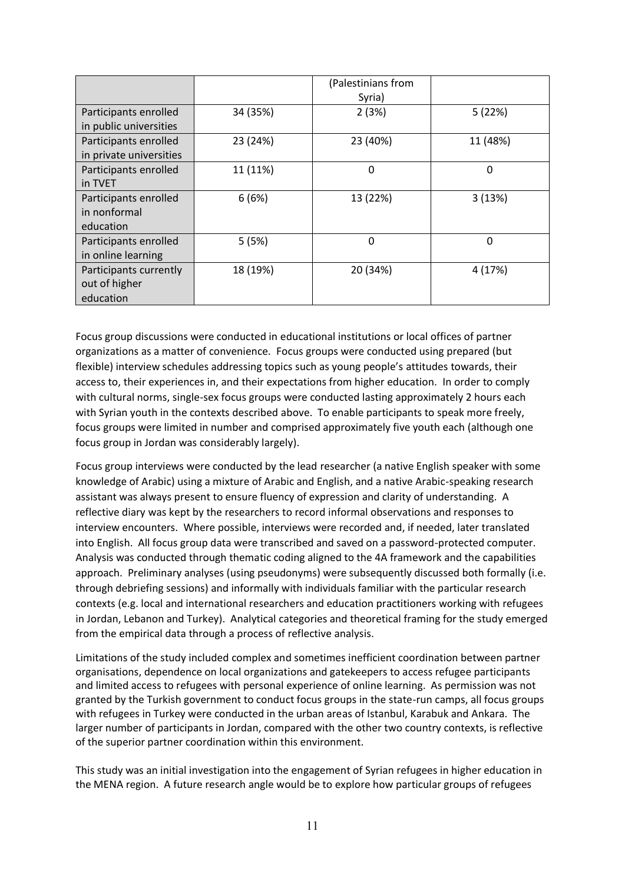| | | (Palestinians from Syria) | |
|---|---|---|---|
| Participants enrolled in public universities | 34 (35%) | 2 (3%) | 5 (22%) |
| Participants enrolled in private universities | 23 (24%) | 23 (40%) | 11 (48%) |
| Participants enrolled in TVET | 11 (11%) | 0 | 0 |
| Participants enrolled in nonformal education | 6 (6%) | 13 (22%) | 3 (13%) |
| Participants enrolled in online learning | 5 (5%) | 0 | 0 |
| Participants currently out of higher education | 18 (19%) | 20 (34%) | 4 (17%) |

Focus group discussions were conducted in educational institutions or local offices of partner organizations as a matter of convenience. Focus groups were conducted using prepared (but flexible) interview schedules addressing topics such as young people's attitudes towards, their access to, their experiences in, and their expectations from higher education. In order to comply with cultural norms, single-sex focus groups were conducted lasting approximately 2 hours each with Syrian youth in the contexts described above. To enable participants to speak more freely, focus groups were limited in number and comprised approximately five youth each (although one focus group in Jordan was considerably largely).

Focus group interviews were conducted by the lead researcher (a native English speaker with some knowledge of Arabic) using a mixture of Arabic and English, and a native Arabic-speaking research assistant was always present to ensure fluency of expression and clarity of understanding. A reflective diary was kept by the researchers to record informal observations and responses to interview encounters. Where possible, interviews were recorded and, if needed, later translated into English. All focus group data were transcribed and saved on a password-protected computer. Analysis was conducted through thematic coding aligned to the 4A framework and the capabilities approach. Preliminary analyses (using pseudonyms) were subsequently discussed both formally (i.e. through debriefing sessions) and informally with individuals familiar with the particular research contexts (e.g. local and international researchers and education practitioners working with refugees in Jordan, Lebanon and Turkey). Analytical categories and theoretical framing for the study emerged from the empirical data through a process of reflective analysis.

Limitations of the study included complex and sometimes inefficient coordination between partner organisations, dependence on local organizations and gatekeepers to access refugee participants and limited access to refugees with personal experience of online learning. As permission was not granted by the Turkish government to conduct focus groups in the state-run camps, all focus groups with refugees in Turkey were conducted in the urban areas of Istanbul, Karabuk and Ankara. The larger number of participants in Jordan, compared with the other two country contexts, is reflective of the superior partner coordination within this environment.

This study was an initial investigation into the engagement of Syrian refugees in higher education in the MENA region. A future research angle would be to explore how particular groups of refugees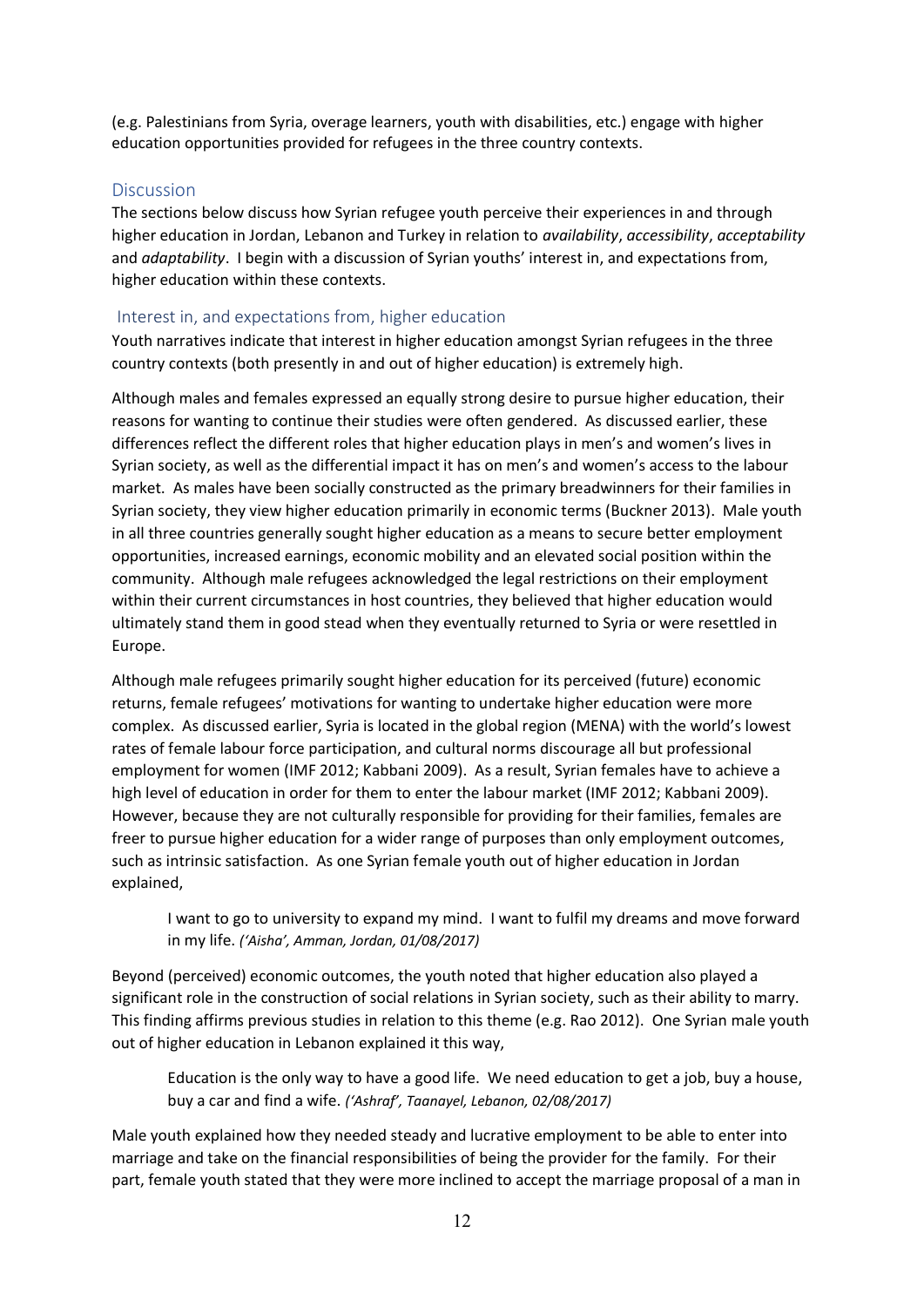(e.g. Palestinians from Syria, overage learners, youth with disabilities, etc.) engage with higher education opportunities provided for refugees in the three country contexts.

## Discussion

The sections below discuss how Syrian refugee youth perceive their experiences in and through higher education in Jordan, Lebanon and Turkey in relation to *availability*, *accessibility*, *acceptability* and *adaptability*. I begin with a discussion of Syrian youths' interest in, and expectations from, higher education within these contexts.

### Interest in, and expectations from, higher education

Youth narratives indicate that interest in higher education amongst Syrian refugees in the three country contexts (both presently in and out of higher education) is extremely high.

Although males and females expressed an equally strong desire to pursue higher education, their reasons for wanting to continue their studies were often gendered. As discussed earlier, these differences reflect the different roles that higher education plays in men's and women's lives in Syrian society, as well as the differential impact it has on men's and women's access to the labour market. As males have been socially constructed as the primary breadwinners for their families in Syrian society, they view higher education primarily in economic terms (Buckner 2013). Male youth in all three countries generally sought higher education as a means to secure better employment opportunities, increased earnings, economic mobility and an elevated social position within the community. Although male refugees acknowledged the legal restrictions on their employment within their current circumstances in host countries, they believed that higher education would ultimately stand them in good stead when they eventually returned to Syria or were resettled in Europe.

Although male refugees primarily sought higher education for its perceived (future) economic returns, female refugees' motivations for wanting to undertake higher education were more complex. As discussed earlier, Syria is located in the global region (MENA) with the world's lowest rates of female labour force participation, and cultural norms discourage all but professional employment for women (IMF 2012; Kabbani 2009). As a result, Syrian females have to achieve a high level of education in order for them to enter the labour market (IMF 2012; Kabbani 2009). However, because they are not culturally responsible for providing for their families, females are freer to pursue higher education for a wider range of purposes than only employment outcomes, such as intrinsic satisfaction. As one Syrian female youth out of higher education in Jordan explained,

> I want to go to university to expand my mind. I want to fulfil my dreams and move forward in my life. *('Aisha', Amman, Jordan, 01/08/2017)*

Beyond (perceived) economic outcomes, the youth noted that higher education also played a significant role in the construction of social relations in Syrian society, such as their ability to marry. This finding affirms previous studies in relation to this theme (e.g. Rao 2012). One Syrian male youth out of higher education in Lebanon explained it this way,

> Education is the only way to have a good life. We need education to get a job, buy a house, buy a car and find a wife. *('Ashraf', Taanayel, Lebanon, 02/08/2017)*

Male youth explained how they needed steady and lucrative employment to be able to enter into marriage and take on the financial responsibilities of being the provider for the family. For their part, female youth stated that they were more inclined to accept the marriage proposal of a man in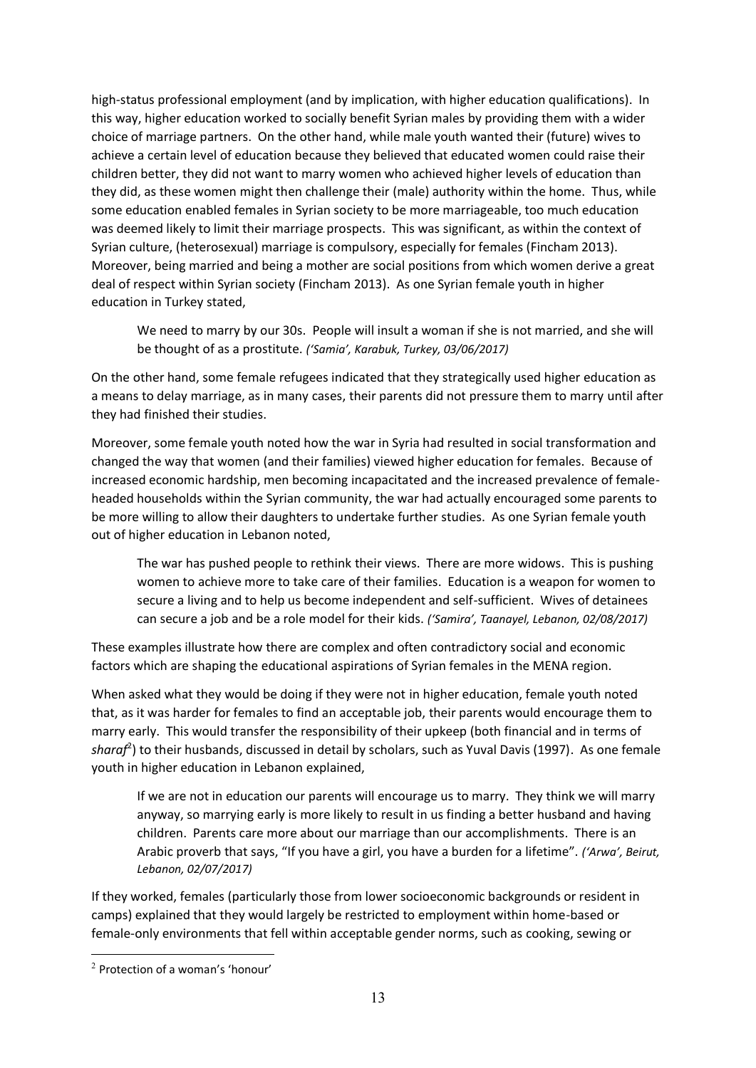high-status professional employment (and by implication, with higher education qualifications). In this way, higher education worked to socially benefit Syrian males by providing them with a wider choice of marriage partners. On the other hand, while male youth wanted their (future) wives to achieve a certain level of education because they believed that educated women could raise their children better, they did not want to marry women who achieved higher levels of education than they did, as these women might then challenge their (male) authority within the home. Thus, while some education enabled females in Syrian society to be more marriageable, too much education was deemed likely to limit their marriage prospects. This was significant, as within the context of Syrian culture, (heterosexual) marriage is compulsory, especially for females (Fincham 2013). Moreover, being married and being a mother are social positions from which women derive a great deal of respect within Syrian society (Fincham 2013). As one Syrian female youth in higher education in Turkey stated,

> We need to marry by our 30s. People will insult a woman if she is not married, and she will be thought of as a prostitute. *('Samia', Karabuk, Turkey, 03/06/2017)*

On the other hand, some female refugees indicated that they strategically used higher education as a means to delay marriage, as in many cases, their parents did not pressure them to marry until after they had finished their studies.

Moreover, some female youth noted how the war in Syria had resulted in social transformation and changed the way that women (and their families) viewed higher education for females. Because of increased economic hardship, men becoming incapacitated and the increased prevalence of female-headed households within the Syrian community, the war had actually encouraged some parents to be more willing to allow their daughters to undertake further studies. As one Syrian female youth out of higher education in Lebanon noted,

> The war has pushed people to rethink their views. There are more widows. This is pushing women to achieve more to take care of their families. Education is a weapon for women to secure a living and to help us become independent and self-sufficient. Wives of detainees can secure a job and be a role model for their kids. *('Samira', Taanayel, Lebanon, 02/08/2017)*

These examples illustrate how there are complex and often contradictory social and economic factors which are shaping the educational aspirations of Syrian females in the MENA region.

When asked what they would be doing if they were not in higher education, female youth noted that, as it was harder for females to find an acceptable job, their parents would encourage them to marry early. This would transfer the responsibility of their upkeep (both financial and in terms of *sharaf*[2]) to their husbands, discussed in detail by scholars, such as Yuval Davis (1997). As one female youth in higher education in Lebanon explained,

> If we are not in education our parents will encourage us to marry. They think we will marry anyway, so marrying early is more likely to result in us finding a better husband and having children. Parents care more about our marriage than our accomplishments. There is an Arabic proverb that says, "If you have a girl, you have a burden for a lifetime". *('Arwa', Beirut, Lebanon, 02/07/2017)*

If they worked, females (particularly those from lower socioeconomic backgrounds or resident in camps) explained that they would largely be restricted to employment within home-based or female-only environments that fell within acceptable gender norms, such as cooking, sewing or

[2] Protection of a woman's 'honour'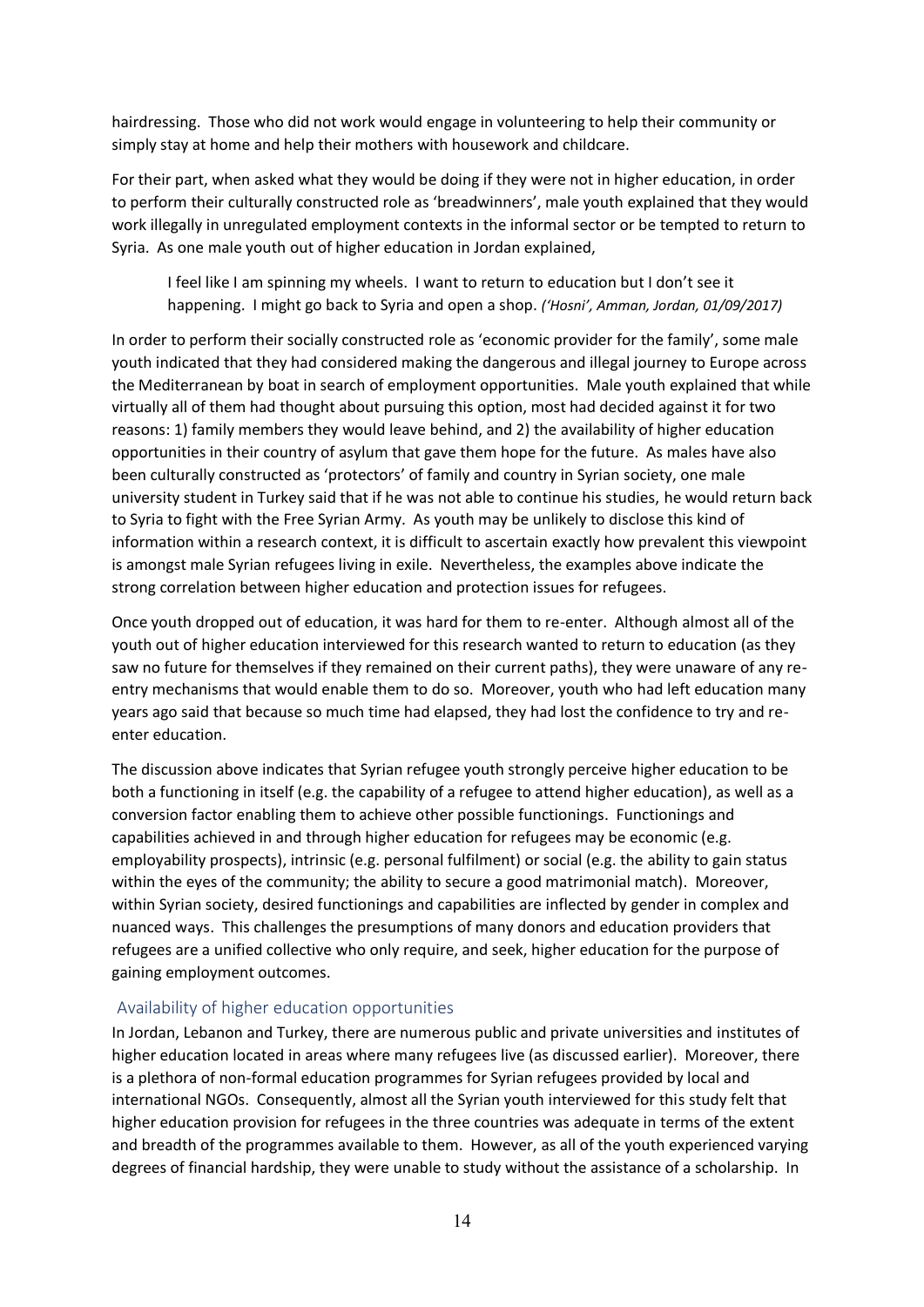hairdressing. Those who did not work would engage in volunteering to help their community or simply stay at home and help their mothers with housework and childcare.

For their part, when asked what they would be doing if they were not in higher education, in order to perform their culturally constructed role as 'breadwinners', male youth explained that they would work illegally in unregulated employment contexts in the informal sector or be tempted to return to Syria. As one male youth out of higher education in Jordan explained,

> I feel like I am spinning my wheels. I want to return to education but I don't see it happening. I might go back to Syria and open a shop. *('Hosni', Amman, Jordan, 01/09/2017)*

In order to perform their socially constructed role as 'economic provider for the family', some male youth indicated that they had considered making the dangerous and illegal journey to Europe across the Mediterranean by boat in search of employment opportunities. Male youth explained that while virtually all of them had thought about pursuing this option, most had decided against it for two reasons: 1) family members they would leave behind, and 2) the availability of higher education opportunities in their country of asylum that gave them hope for the future. As males have also been culturally constructed as 'protectors' of family and country in Syrian society, one male university student in Turkey said that if he was not able to continue his studies, he would return back to Syria to fight with the Free Syrian Army. As youth may be unlikely to disclose this kind of information within a research context, it is difficult to ascertain exactly how prevalent this viewpoint is amongst male Syrian refugees living in exile. Nevertheless, the examples above indicate the strong correlation between higher education and protection issues for refugees.

Once youth dropped out of education, it was hard for them to re-enter. Although almost all of the youth out of higher education interviewed for this research wanted to return to education (as they saw no future for themselves if they remained on their current paths), they were unaware of any re-entry mechanisms that would enable them to do so. Moreover, youth who had left education many years ago said that because so much time had elapsed, they had lost the confidence to try and re-enter education.

The discussion above indicates that Syrian refugee youth strongly perceive higher education to be both a functioning in itself (e.g. the capability of a refugee to attend higher education), as well as a conversion factor enabling them to achieve other possible functionings. Functionings and capabilities achieved in and through higher education for refugees may be economic (e.g. employability prospects), intrinsic (e.g. personal fulfilment) or social (e.g. the ability to gain status within the eyes of the community; the ability to secure a good matrimonial match). Moreover, within Syrian society, desired functionings and capabilities are inflected by gender in complex and nuanced ways. This challenges the presumptions of many donors and education providers that refugees are a unified collective who only require, and seek, higher education for the purpose of gaining employment outcomes.

### Availability of higher education opportunities

In Jordan, Lebanon and Turkey, there are numerous public and private universities and institutes of higher education located in areas where many refugees live (as discussed earlier). Moreover, there is a plethora of non-formal education programmes for Syrian refugees provided by local and international NGOs. Consequently, almost all the Syrian youth interviewed for this study felt that higher education provision for refugees in the three countries was adequate in terms of the extent and breadth of the programmes available to them. However, as all of the youth experienced varying degrees of financial hardship, they were unable to study without the assistance of a scholarship. In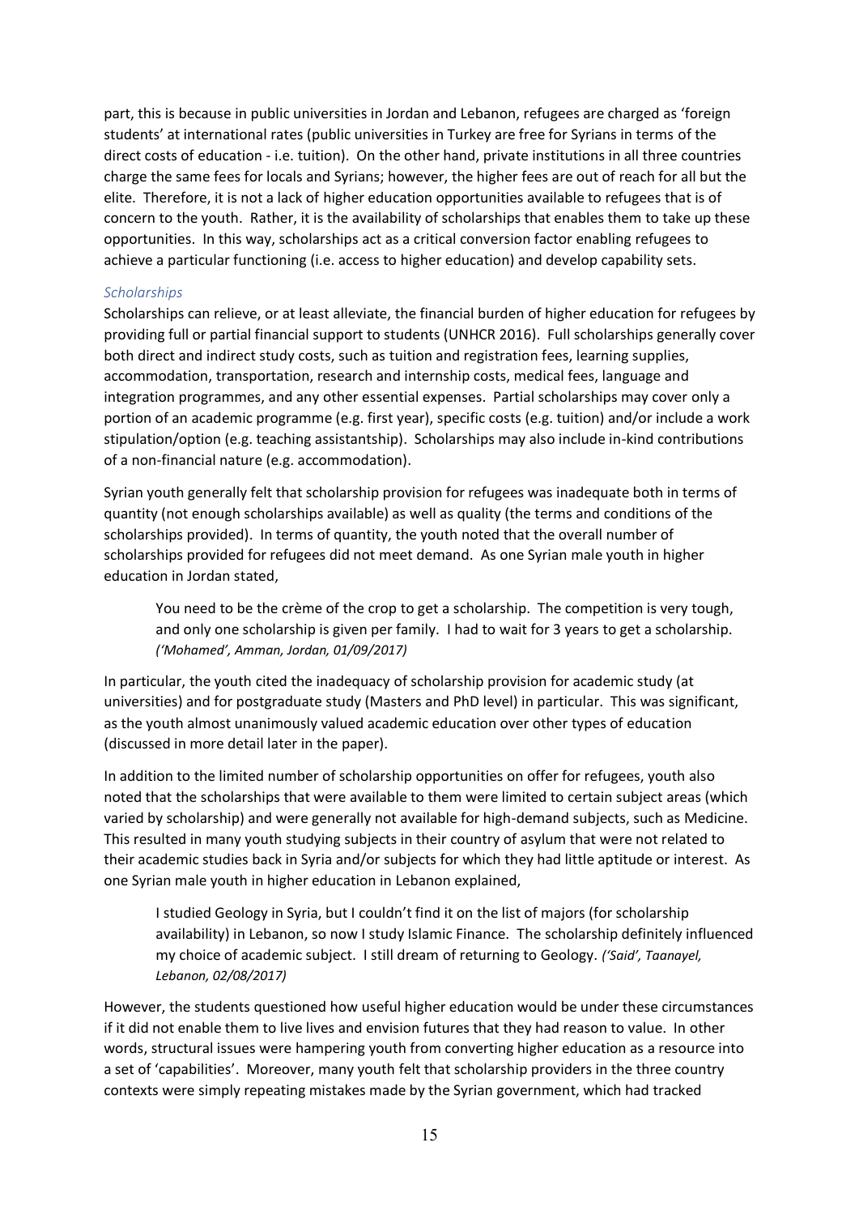part, this is because in public universities in Jordan and Lebanon, refugees are charged as 'foreign students' at international rates (public universities in Turkey are free for Syrians in terms of the direct costs of education - i.e. tuition). On the other hand, private institutions in all three countries charge the same fees for locals and Syrians; however, the higher fees are out of reach for all but the elite. Therefore, it is not a lack of higher education opportunities available to refugees that is of concern to the youth. Rather, it is the availability of scholarships that enables them to take up these opportunities. In this way, scholarships act as a critical conversion factor enabling refugees to achieve a particular functioning (i.e. access to higher education) and develop capability sets.

### *Scholarships*

Scholarships can relieve, or at least alleviate, the financial burden of higher education for refugees by providing full or partial financial support to students (UNHCR 2016). Full scholarships generally cover both direct and indirect study costs, such as tuition and registration fees, learning supplies, accommodation, transportation, research and internship costs, medical fees, language and integration programmes, and any other essential expenses. Partial scholarships may cover only a portion of an academic programme (e.g. first year), specific costs (e.g. tuition) and/or include a work stipulation/option (e.g. teaching assistantship). Scholarships may also include in-kind contributions of a non-financial nature (e.g. accommodation).

Syrian youth generally felt that scholarship provision for refugees was inadequate both in terms of quantity (not enough scholarships available) as well as quality (the terms and conditions of the scholarships provided). In terms of quantity, the youth noted that the overall number of scholarships provided for refugees did not meet demand. As one Syrian male youth in higher education in Jordan stated,

> You need to be the crème of the crop to get a scholarship. The competition is very tough, and only one scholarship is given per family. I had to wait for 3 years to get a scholarship. *('Mohamed', Amman, Jordan, 01/09/2017)*

In particular, the youth cited the inadequacy of scholarship provision for academic study (at universities) and for postgraduate study (Masters and PhD level) in particular. This was significant, as the youth almost unanimously valued academic education over other types of education (discussed in more detail later in the paper).

In addition to the limited number of scholarship opportunities on offer for refugees, youth also noted that the scholarships that were available to them were limited to certain subject areas (which varied by scholarship) and were generally not available for high-demand subjects, such as Medicine. This resulted in many youth studying subjects in their country of asylum that were not related to their academic studies back in Syria and/or subjects for which they had little aptitude or interest. As one Syrian male youth in higher education in Lebanon explained,

> I studied Geology in Syria, but I couldn't find it on the list of majors (for scholarship availability) in Lebanon, so now I study Islamic Finance. The scholarship definitely influenced my choice of academic subject. I still dream of returning to Geology. *('Said', Taanayel, Lebanon, 02/08/2017)*

However, the students questioned how useful higher education would be under these circumstances if it did not enable them to live lives and envision futures that they had reason to value. In other words, structural issues were hampering youth from converting higher education as a resource into a set of 'capabilities'. Moreover, many youth felt that scholarship providers in the three country contexts were simply repeating mistakes made by the Syrian government, which had tracked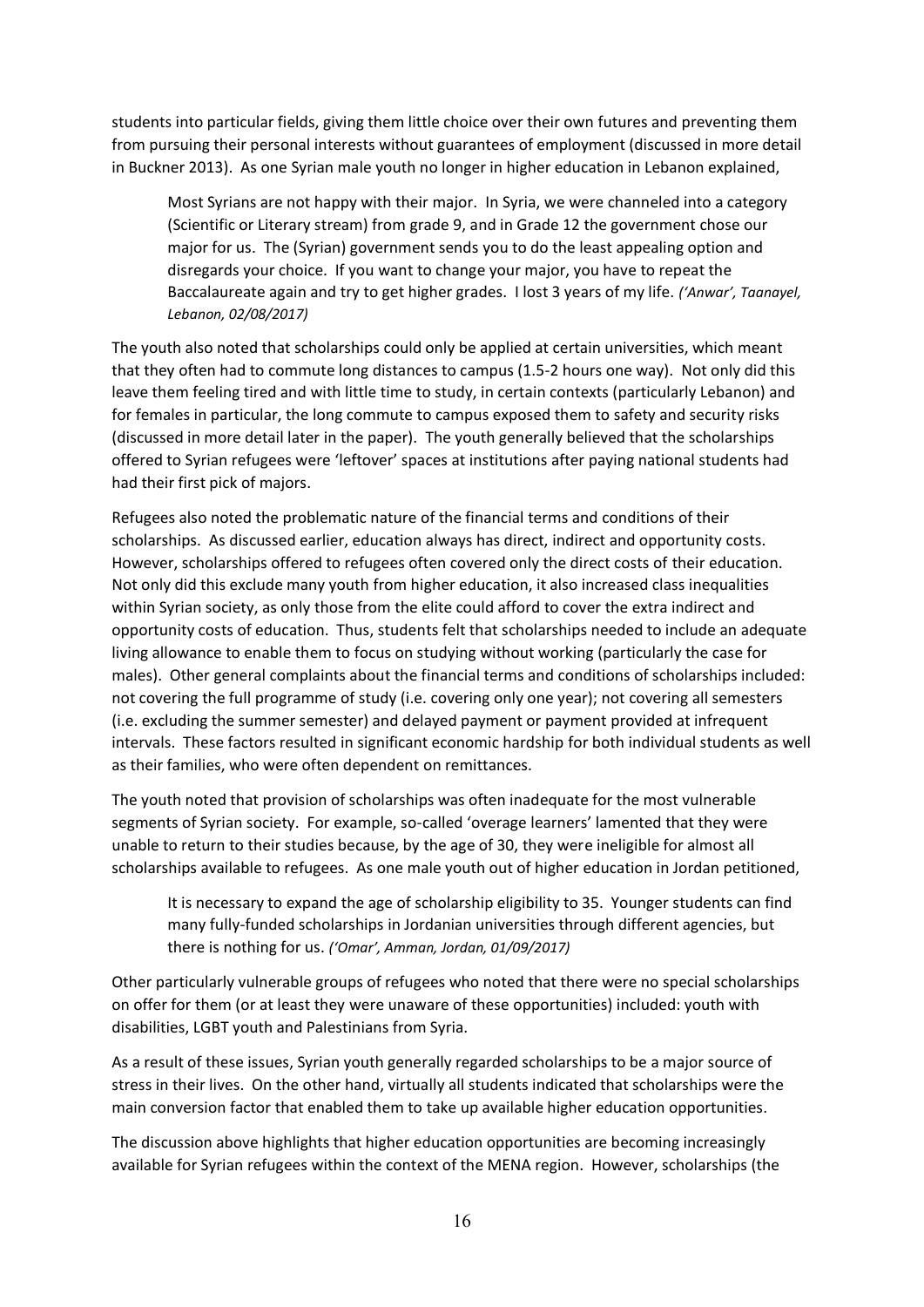students into particular fields, giving them little choice over their own futures and preventing them from pursuing their personal interests without guarantees of employment (discussed in more detail in Buckner 2013). As one Syrian male youth no longer in higher education in Lebanon explained,

> Most Syrians are not happy with their major. In Syria, we were channeled into a category (Scientific or Literary stream) from grade 9, and in Grade 12 the government chose our major for us. The (Syrian) government sends you to do the least appealing option and disregards your choice. If you want to change your major, you have to repeat the Baccalaureate again and try to get higher grades. I lost 3 years of my life. *('Anwar', Taanayel, Lebanon, 02/08/2017)*

The youth also noted that scholarships could only be applied at certain universities, which meant that they often had to commute long distances to campus (1.5-2 hours one way). Not only did this leave them feeling tired and with little time to study, in certain contexts (particularly Lebanon) and for females in particular, the long commute to campus exposed them to safety and security risks (discussed in more detail later in the paper). The youth generally believed that the scholarships offered to Syrian refugees were 'leftover' spaces at institutions after paying national students had had their first pick of majors.

Refugees also noted the problematic nature of the financial terms and conditions of their scholarships. As discussed earlier, education always has direct, indirect and opportunity costs. However, scholarships offered to refugees often covered only the direct costs of their education. Not only did this exclude many youth from higher education, it also increased class inequalities within Syrian society, as only those from the elite could afford to cover the extra indirect and opportunity costs of education. Thus, students felt that scholarships needed to include an adequate living allowance to enable them to focus on studying without working (particularly the case for males). Other general complaints about the financial terms and conditions of scholarships included: not covering the full programme of study (i.e. covering only one year); not covering all semesters (i.e. excluding the summer semester) and delayed payment or payment provided at infrequent intervals. These factors resulted in significant economic hardship for both individual students as well as their families, who were often dependent on remittances.

The youth noted that provision of scholarships was often inadequate for the most vulnerable segments of Syrian society. For example, so-called 'overage learners' lamented that they were unable to return to their studies because, by the age of 30, they were ineligible for almost all scholarships available to refugees. As one male youth out of higher education in Jordan petitioned,

> It is necessary to expand the age of scholarship eligibility to 35. Younger students can find many fully-funded scholarships in Jordanian universities through different agencies, but there is nothing for us. *('Omar', Amman, Jordan, 01/09/2017)*

Other particularly vulnerable groups of refugees who noted that there were no special scholarships on offer for them (or at least they were unaware of these opportunities) included: youth with disabilities, LGBT youth and Palestinians from Syria.

As a result of these issues, Syrian youth generally regarded scholarships to be a major source of stress in their lives. On the other hand, virtually all students indicated that scholarships were the main conversion factor that enabled them to take up available higher education opportunities.

The discussion above highlights that higher education opportunities are becoming increasingly available for Syrian refugees within the context of the MENA region. However, scholarships (the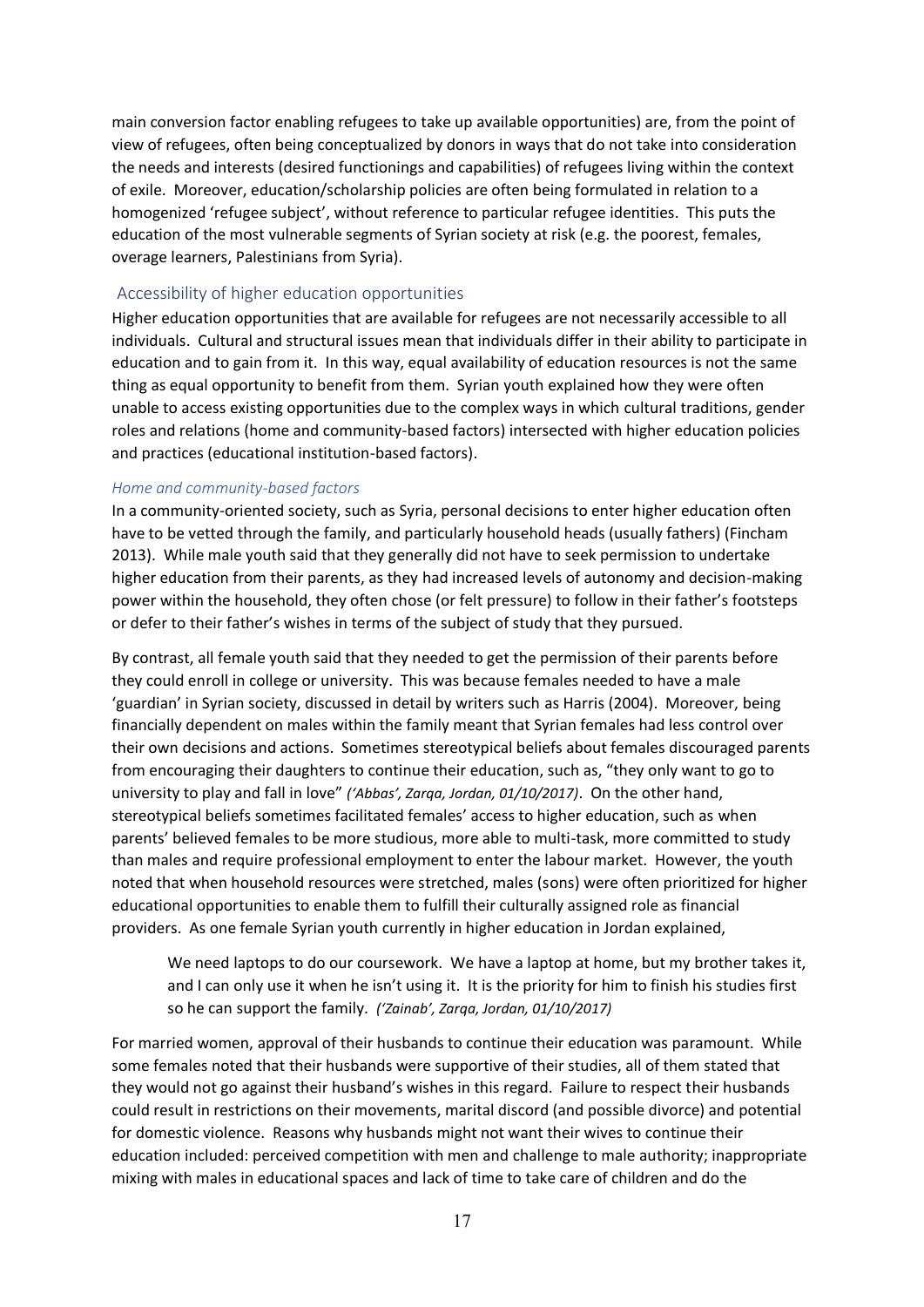main conversion factor enabling refugees to take up available opportunities) are, from the point of view of refugees, often being conceptualized by donors in ways that do not take into consideration the needs and interests (desired functionings and capabilities) of refugees living within the context of exile. Moreover, education/scholarship policies are often being formulated in relation to a homogenized 'refugee subject', without reference to particular refugee identities. This puts the education of the most vulnerable segments of Syrian society at risk (e.g. the poorest, females, overage learners, Palestinians from Syria).

## Accessibility of higher education opportunities

Higher education opportunities that are available for refugees are not necessarily accessible to all individuals. Cultural and structural issues mean that individuals differ in their ability to participate in education and to gain from it. In this way, equal availability of education resources is not the same thing as equal opportunity to benefit from them. Syrian youth explained how they were often unable to access existing opportunities due to the complex ways in which cultural traditions, gender roles and relations (home and community-based factors) intersected with higher education policies and practices (educational institution-based factors).

### *Home and community-based factors*

In a community-oriented society, such as Syria, personal decisions to enter higher education often have to be vetted through the family, and particularly household heads (usually fathers) (Fincham 2013). While male youth said that they generally did not have to seek permission to undertake higher education from their parents, as they had increased levels of autonomy and decision-making power within the household, they often chose (or felt pressure) to follow in their father's footsteps or defer to their father's wishes in terms of the subject of study that they pursued.

By contrast, all female youth said that they needed to get the permission of their parents before they could enroll in college or university. This was because females needed to have a male 'guardian' in Syrian society, discussed in detail by writers such as Harris (2004). Moreover, being financially dependent on males within the family meant that Syrian females had less control over their own decisions and actions. Sometimes stereotypical beliefs about females discouraged parents from encouraging their daughters to continue their education, such as, "they only want to go to university to play and fall in love" *('Abbas', Zarqa, Jordan, 01/10/2017)*. On the other hand, stereotypical beliefs sometimes facilitated females' access to higher education, such as when parents' believed females to be more studious, more able to multi-task, more committed to study than males and require professional employment to enter the labour market. However, the youth noted that when household resources were stretched, males (sons) were often prioritized for higher educational opportunities to enable them to fulfill their culturally assigned role as financial providers. As one female Syrian youth currently in higher education in Jordan explained,

> We need laptops to do our coursework. We have a laptop at home, but my brother takes it, and I can only use it when he isn't using it. It is the priority for him to finish his studies first so he can support the family. *('Zainab', Zarqa, Jordan, 01/10/2017)*

For married women, approval of their husbands to continue their education was paramount. While some females noted that their husbands were supportive of their studies, all of them stated that they would not go against their husband's wishes in this regard. Failure to respect their husbands could result in restrictions on their movements, marital discord (and possible divorce) and potential for domestic violence. Reasons why husbands might not want their wives to continue their education included: perceived competition with men and challenge to male authority; inappropriate mixing with males in educational spaces and lack of time to take care of children and do the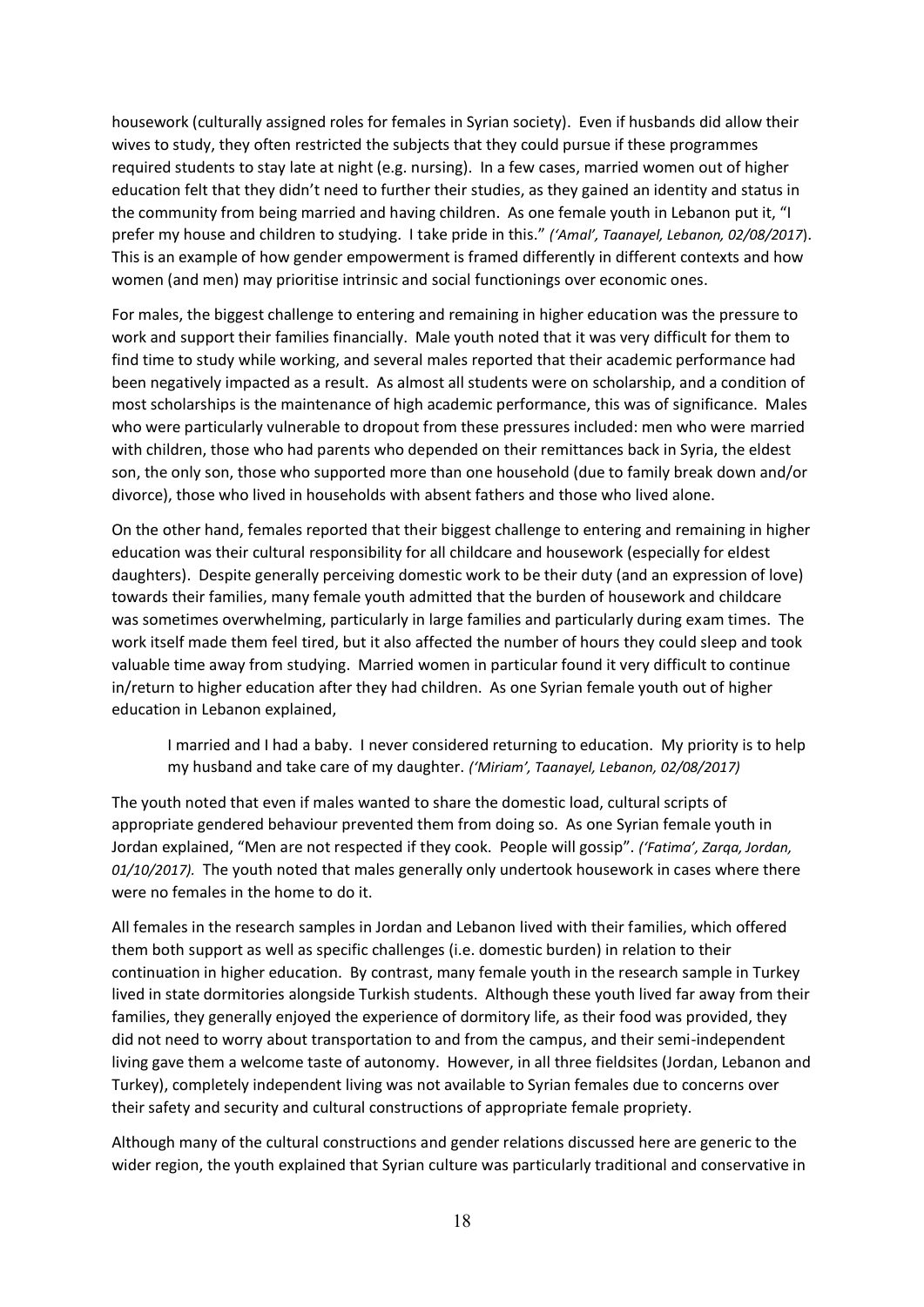housework (culturally assigned roles for females in Syrian society). Even if husbands did allow their wives to study, they often restricted the subjects that they could pursue if these programmes required students to stay late at night (e.g. nursing). In a few cases, married women out of higher education felt that they didn't need to further their studies, as they gained an identity and status in the community from being married and having children. As one female youth in Lebanon put it, "I prefer my house and children to studying. I take pride in this." *('Amal', Taanayel, Lebanon, 02/08/2017*). This is an example of how gender empowerment is framed differently in different contexts and how women (and men) may prioritise intrinsic and social functionings over economic ones.

For males, the biggest challenge to entering and remaining in higher education was the pressure to work and support their families financially. Male youth noted that it was very difficult for them to find time to study while working, and several males reported that their academic performance had been negatively impacted as a result. As almost all students were on scholarship, and a condition of most scholarships is the maintenance of high academic performance, this was of significance. Males who were particularly vulnerable to dropout from these pressures included: men who were married with children, those who had parents who depended on their remittances back in Syria, the eldest son, the only son, those who supported more than one household (due to family break down and/or divorce), those who lived in households with absent fathers and those who lived alone.

On the other hand, females reported that their biggest challenge to entering and remaining in higher education was their cultural responsibility for all childcare and housework (especially for eldest daughters). Despite generally perceiving domestic work to be their duty (and an expression of love) towards their families, many female youth admitted that the burden of housework and childcare was sometimes overwhelming, particularly in large families and particularly during exam times. The work itself made them feel tired, but it also affected the number of hours they could sleep and took valuable time away from studying. Married women in particular found it very difficult to continue in/return to higher education after they had children. As one Syrian female youth out of higher education in Lebanon explained,

> I married and I had a baby. I never considered returning to education. My priority is to help my husband and take care of my daughter. *('Miriam', Taanayel, Lebanon, 02/08/2017)*

The youth noted that even if males wanted to share the domestic load, cultural scripts of appropriate gendered behaviour prevented them from doing so. As one Syrian female youth in Jordan explained, "Men are not respected if they cook. People will gossip". *('Fatima', Zarqa, Jordan, 01/10/2017).* The youth noted that males generally only undertook housework in cases where there were no females in the home to do it.

All females in the research samples in Jordan and Lebanon lived with their families, which offered them both support as well as specific challenges (i.e. domestic burden) in relation to their continuation in higher education. By contrast, many female youth in the research sample in Turkey lived in state dormitories alongside Turkish students. Although these youth lived far away from their families, they generally enjoyed the experience of dormitory life, as their food was provided, they did not need to worry about transportation to and from the campus, and their semi-independent living gave them a welcome taste of autonomy. However, in all three fieldsites (Jordan, Lebanon and Turkey), completely independent living was not available to Syrian females due to concerns over their safety and security and cultural constructions of appropriate female propriety.

Although many of the cultural constructions and gender relations discussed here are generic to the wider region, the youth explained that Syrian culture was particularly traditional and conservative in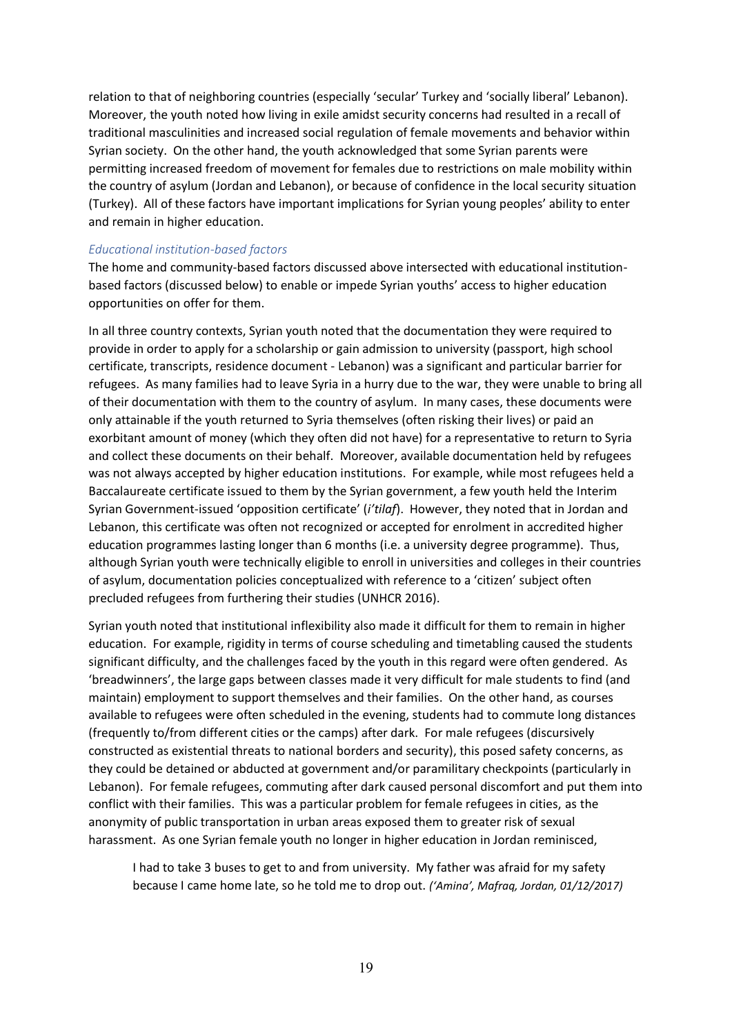relation to that of neighboring countries (especially 'secular' Turkey and 'socially liberal' Lebanon). Moreover, the youth noted how living in exile amidst security concerns had resulted in a recall of traditional masculinities and increased social regulation of female movements and behavior within Syrian society. On the other hand, the youth acknowledged that some Syrian parents were permitting increased freedom of movement for females due to restrictions on male mobility within the country of asylum (Jordan and Lebanon), or because of confidence in the local security situation (Turkey). All of these factors have important implications for Syrian young peoples' ability to enter and remain in higher education.

### *Educational institution-based factors*

The home and community-based factors discussed above intersected with educational institution-based factors (discussed below) to enable or impede Syrian youths' access to higher education opportunities on offer for them.

In all three country contexts, Syrian youth noted that the documentation they were required to provide in order to apply for a scholarship or gain admission to university (passport, high school certificate, transcripts, residence document - Lebanon) was a significant and particular barrier for refugees. As many families had to leave Syria in a hurry due to the war, they were unable to bring all of their documentation with them to the country of asylum. In many cases, these documents were only attainable if the youth returned to Syria themselves (often risking their lives) or paid an exorbitant amount of money (which they often did not have) for a representative to return to Syria and collect these documents on their behalf. Moreover, available documentation held by refugees was not always accepted by higher education institutions. For example, while most refugees held a Baccalaureate certificate issued to them by the Syrian government, a few youth held the Interim Syrian Government-issued 'opposition certificate' (*i'tilaf*). However, they noted that in Jordan and Lebanon, this certificate was often not recognized or accepted for enrolment in accredited higher education programmes lasting longer than 6 months (i.e. a university degree programme). Thus, although Syrian youth were technically eligible to enroll in universities and colleges in their countries of asylum, documentation policies conceptualized with reference to a 'citizen' subject often precluded refugees from furthering their studies (UNHCR 2016).

Syrian youth noted that institutional inflexibility also made it difficult for them to remain in higher education. For example, rigidity in terms of course scheduling and timetabling caused the students significant difficulty, and the challenges faced by the youth in this regard were often gendered. As 'breadwinners', the large gaps between classes made it very difficult for male students to find (and maintain) employment to support themselves and their families. On the other hand, as courses available to refugees were often scheduled in the evening, students had to commute long distances (frequently to/from different cities or the camps) after dark. For male refugees (discursively constructed as existential threats to national borders and security), this posed safety concerns, as they could be detained or abducted at government and/or paramilitary checkpoints (particularly in Lebanon). For female refugees, commuting after dark caused personal discomfort and put them into conflict with their families. This was a particular problem for female refugees in cities, as the anonymity of public transportation in urban areas exposed them to greater risk of sexual harassment. As one Syrian female youth no longer in higher education in Jordan reminisced,

> I had to take 3 buses to get to and from university. My father was afraid for my safety because I came home late, so he told me to drop out. *('Amina', Mafraq, Jordan, 01/12/2017)*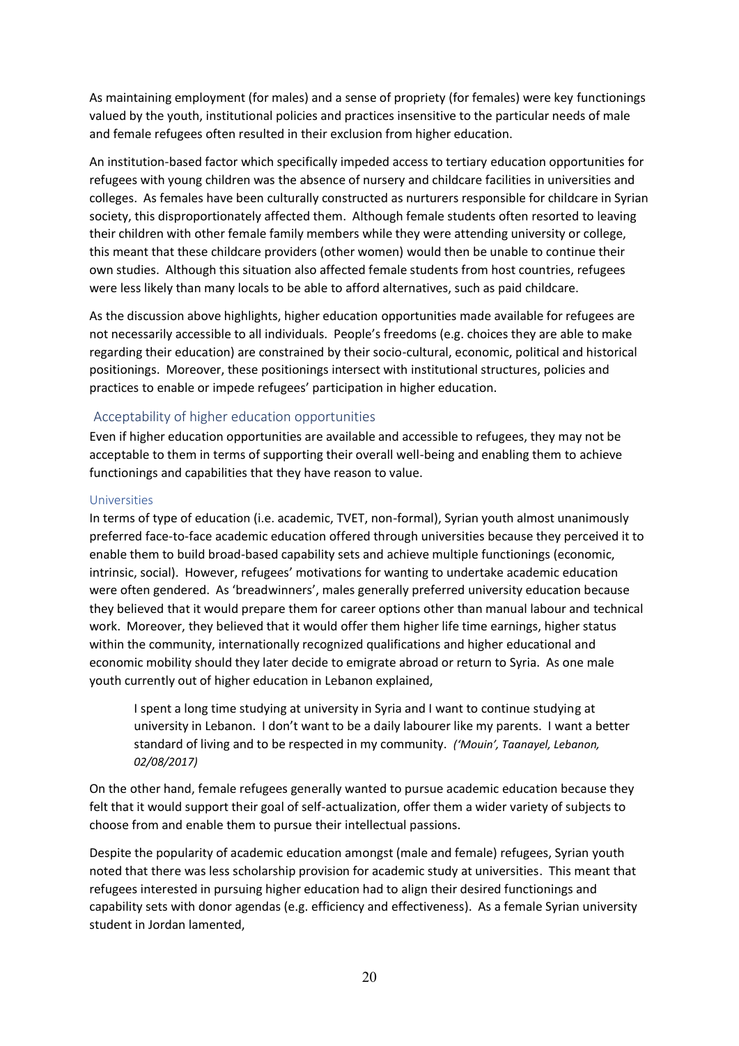As maintaining employment (for males) and a sense of propriety (for females) were key functionings valued by the youth, institutional policies and practices insensitive to the particular needs of male and female refugees often resulted in their exclusion from higher education.

An institution-based factor which specifically impeded access to tertiary education opportunities for refugees with young children was the absence of nursery and childcare facilities in universities and colleges. As females have been culturally constructed as nurturers responsible for childcare in Syrian society, this disproportionately affected them. Although female students often resorted to leaving their children with other female family members while they were attending university or college, this meant that these childcare providers (other women) would then be unable to continue their own studies. Although this situation also affected female students from host countries, refugees were less likely than many locals to be able to afford alternatives, such as paid childcare.

As the discussion above highlights, higher education opportunities made available for refugees are not necessarily accessible to all individuals. People's freedoms (e.g. choices they are able to make regarding their education) are constrained by their socio-cultural, economic, political and historical positionings. Moreover, these positionings intersect with institutional structures, policies and practices to enable or impede refugees' participation in higher education.

## Acceptability of higher education opportunities

Even if higher education opportunities are available and accessible to refugees, they may not be acceptable to them in terms of supporting their overall well-being and enabling them to achieve functionings and capabilities that they have reason to value.

### Universities

In terms of type of education (i.e. academic, TVET, non-formal), Syrian youth almost unanimously preferred face-to-face academic education offered through universities because they perceived it to enable them to build broad-based capability sets and achieve multiple functionings (economic, intrinsic, social). However, refugees' motivations for wanting to undertake academic education were often gendered. As 'breadwinners', males generally preferred university education because they believed that it would prepare them for career options other than manual labour and technical work. Moreover, they believed that it would offer them higher life time earnings, higher status within the community, internationally recognized qualifications and higher educational and economic mobility should they later decide to emigrate abroad or return to Syria. As one male youth currently out of higher education in Lebanon explained,

> I spent a long time studying at university in Syria and I want to continue studying at university in Lebanon. I don't want to be a daily labourer like my parents. I want a better standard of living and to be respected in my community. *('Mouin', Taanayel, Lebanon, 02/08/2017)*

On the other hand, female refugees generally wanted to pursue academic education because they felt that it would support their goal of self-actualization, offer them a wider variety of subjects to choose from and enable them to pursue their intellectual passions.

Despite the popularity of academic education amongst (male and female) refugees, Syrian youth noted that there was less scholarship provision for academic study at universities. This meant that refugees interested in pursuing higher education had to align their desired functionings and capability sets with donor agendas (e.g. efficiency and effectiveness). As a female Syrian university student in Jordan lamented,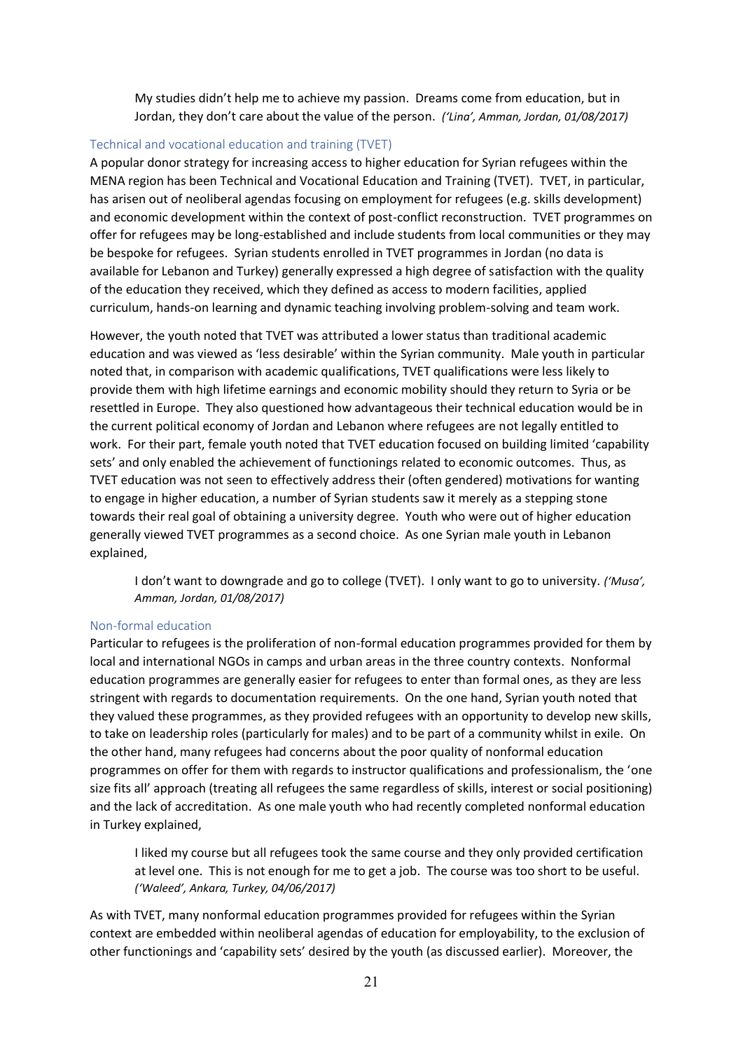> My studies didn't help me to achieve my passion. Dreams come from education, but in Jordan, they don't care about the value of the person. *('Lina', Amman, Jordan, 01/08/2017)*

### Technical and vocational education and training (TVET)

A popular donor strategy for increasing access to higher education for Syrian refugees within the MENA region has been Technical and Vocational Education and Training (TVET). TVET, in particular, has arisen out of neoliberal agendas focusing on employment for refugees (e.g. skills development) and economic development within the context of post-conflict reconstruction. TVET programmes on offer for refugees may be long-established and include students from local communities or they may be bespoke for refugees. Syrian students enrolled in TVET programmes in Jordan (no data is available for Lebanon and Turkey) generally expressed a high degree of satisfaction with the quality of the education they received, which they defined as access to modern facilities, applied curriculum, hands-on learning and dynamic teaching involving problem-solving and team work.

However, the youth noted that TVET was attributed a lower status than traditional academic education and was viewed as 'less desirable' within the Syrian community. Male youth in particular noted that, in comparison with academic qualifications, TVET qualifications were less likely to provide them with high lifetime earnings and economic mobility should they return to Syria or be resettled in Europe. They also questioned how advantageous their technical education would be in the current political economy of Jordan and Lebanon where refugees are not legally entitled to work. For their part, female youth noted that TVET education focused on building limited 'capability sets' and only enabled the achievement of functionings related to economic outcomes. Thus, as TVET education was not seen to effectively address their (often gendered) motivations for wanting to engage in higher education, a number of Syrian students saw it merely as a stepping stone towards their real goal of obtaining a university degree. Youth who were out of higher education generally viewed TVET programmes as a second choice. As one Syrian male youth in Lebanon explained,

> I don't want to downgrade and go to college (TVET). I only want to go to university. *('Musa', Amman, Jordan, 01/08/2017)*

### Non-formal education

Particular to refugees is the proliferation of non-formal education programmes provided for them by local and international NGOs in camps and urban areas in the three country contexts. Nonformal education programmes are generally easier for refugees to enter than formal ones, as they are less stringent with regards to documentation requirements. On the one hand, Syrian youth noted that they valued these programmes, as they provided refugees with an opportunity to develop new skills, to take on leadership roles (particularly for males) and to be part of a community whilst in exile. On the other hand, many refugees had concerns about the poor quality of nonformal education programmes on offer for them with regards to instructor qualifications and professionalism, the 'one size fits all' approach (treating all refugees the same regardless of skills, interest or social positioning) and the lack of accreditation. As one male youth who had recently completed nonformal education in Turkey explained,

> I liked my course but all refugees took the same course and they only provided certification at level one. This is not enough for me to get a job. The course was too short to be useful. *('Waleed', Ankara, Turkey, 04/06/2017)*

As with TVET, many nonformal education programmes provided for refugees within the Syrian context are embedded within neoliberal agendas of education for employability, to the exclusion of other functionings and 'capability sets' desired by the youth (as discussed earlier). Moreover, the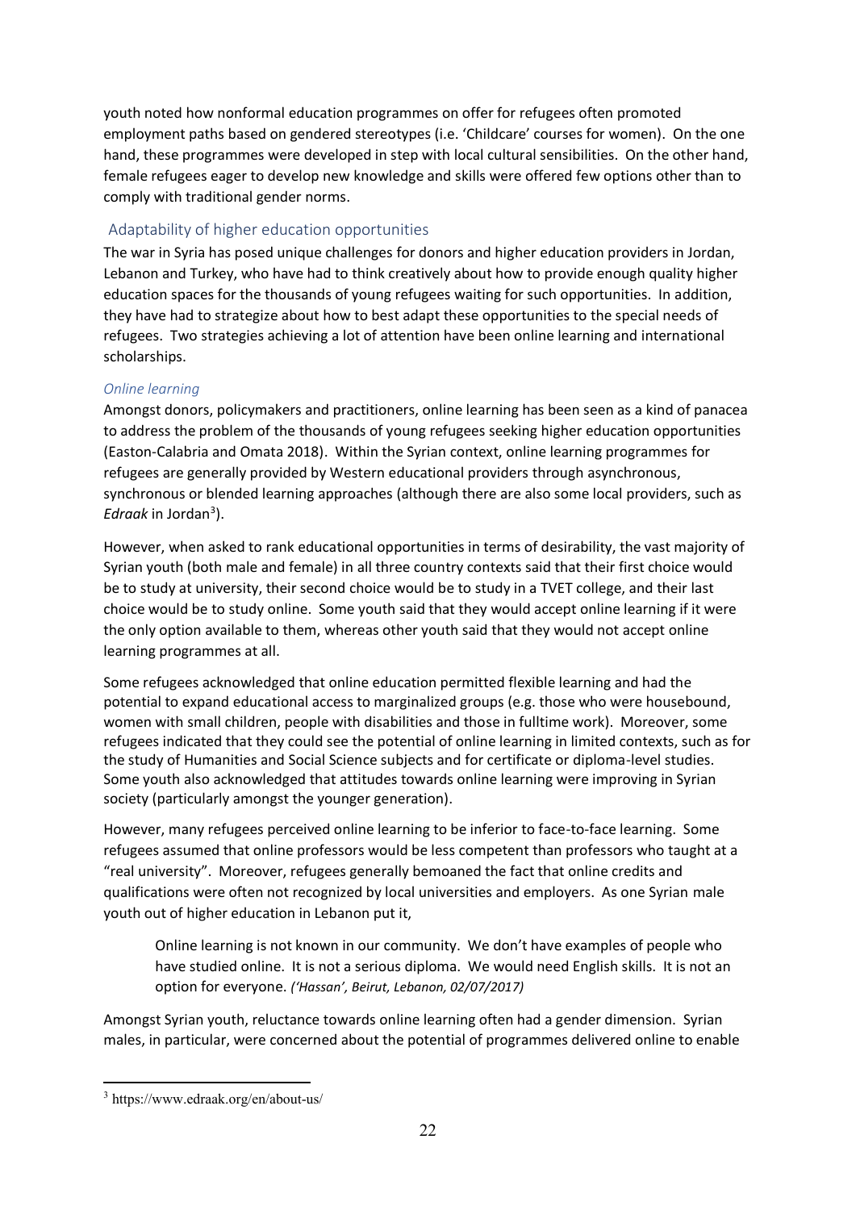youth noted how nonformal education programmes on offer for refugees often promoted employment paths based on gendered stereotypes (i.e. 'Childcare' courses for women). On the one hand, these programmes were developed in step with local cultural sensibilities. On the other hand, female refugees eager to develop new knowledge and skills were offered few options other than to comply with traditional gender norms.

## Adaptability of higher education opportunities

The war in Syria has posed unique challenges for donors and higher education providers in Jordan, Lebanon and Turkey, who have had to think creatively about how to provide enough quality higher education spaces for the thousands of young refugees waiting for such opportunities. In addition, they have had to strategize about how to best adapt these opportunities to the special needs of refugees. Two strategies achieving a lot of attention have been online learning and international scholarships.

### *Online learning*

Amongst donors, policymakers and practitioners, online learning has been seen as a kind of panacea to address the problem of the thousands of young refugees seeking higher education opportunities (Easton-Calabria and Omata 2018). Within the Syrian context, online learning programmes for refugees are generally provided by Western educational providers through asynchronous, synchronous or blended learning approaches (although there are also some local providers, such as *Edraak* in Jordan[3]).

However, when asked to rank educational opportunities in terms of desirability, the vast majority of Syrian youth (both male and female) in all three country contexts said that their first choice would be to study at university, their second choice would be to study in a TVET college, and their last choice would be to study online. Some youth said that they would accept online learning if it were the only option available to them, whereas other youth said that they would not accept online learning programmes at all.

Some refugees acknowledged that online education permitted flexible learning and had the potential to expand educational access to marginalized groups (e.g. those who were housebound, women with small children, people with disabilities and those in fulltime work). Moreover, some refugees indicated that they could see the potential of online learning in limited contexts, such as for the study of Humanities and Social Science subjects and for certificate or diploma-level studies. Some youth also acknowledged that attitudes towards online learning were improving in Syrian society (particularly amongst the younger generation).

However, many refugees perceived online learning to be inferior to face-to-face learning. Some refugees assumed that online professors would be less competent than professors who taught at a "real university". Moreover, refugees generally bemoaned the fact that online credits and qualifications were often not recognized by local universities and employers. As one Syrian male youth out of higher education in Lebanon put it,

> Online learning is not known in our community. We don't have examples of people who have studied online. It is not a serious diploma. We would need English skills. It is not an option for everyone. *('Hassan', Beirut, Lebanon, 02/07/2017)*

Amongst Syrian youth, reluctance towards online learning often had a gender dimension. Syrian males, in particular, were concerned about the potential of programmes delivered online to enable

[3] https://www.edraak.org/en/about-us/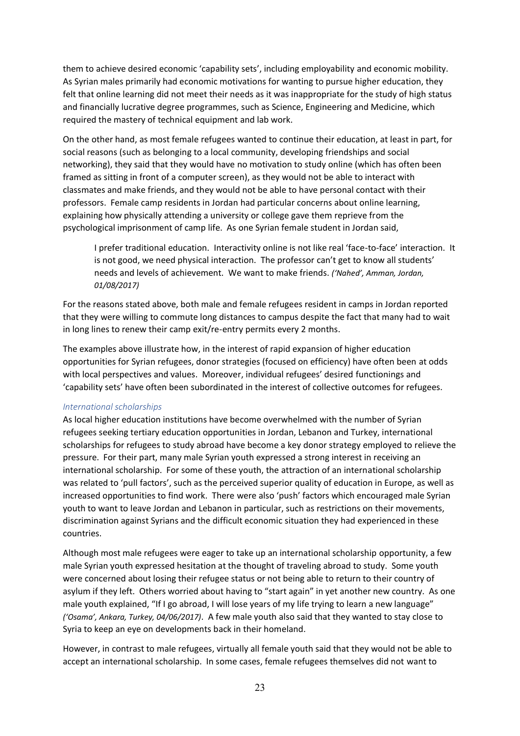them to achieve desired economic 'capability sets', including employability and economic mobility. As Syrian males primarily had economic motivations for wanting to pursue higher education, they felt that online learning did not meet their needs as it was inappropriate for the study of high status and financially lucrative degree programmes, such as Science, Engineering and Medicine, which required the mastery of technical equipment and lab work.

On the other hand, as most female refugees wanted to continue their education, at least in part, for social reasons (such as belonging to a local community, developing friendships and social networking), they said that they would have no motivation to study online (which has often been framed as sitting in front of a computer screen), as they would not be able to interact with classmates and make friends, and they would not be able to have personal contact with their professors. Female camp residents in Jordan had particular concerns about online learning, explaining how physically attending a university or college gave them reprieve from the psychological imprisonment of camp life. As one Syrian female student in Jordan said,

> I prefer traditional education. Interactivity online is not like real 'face-to-face' interaction. It is not good, we need physical interaction. The professor can't get to know all students' needs and levels of achievement. We want to make friends. *('Nahed', Amman, Jordan, 01/08/2017)*

For the reasons stated above, both male and female refugees resident in camps in Jordan reported that they were willing to commute long distances to campus despite the fact that many had to wait in long lines to renew their camp exit/re-entry permits every 2 months.

The examples above illustrate how, in the interest of rapid expansion of higher education opportunities for Syrian refugees, donor strategies (focused on efficiency) have often been at odds with local perspectives and values. Moreover, individual refugees' desired functionings and 'capability sets' have often been subordinated in the interest of collective outcomes for refugees.

### *International scholarships*

As local higher education institutions have become overwhelmed with the number of Syrian refugees seeking tertiary education opportunities in Jordan, Lebanon and Turkey, international scholarships for refugees to study abroad have become a key donor strategy employed to relieve the pressure. For their part, many male Syrian youth expressed a strong interest in receiving an international scholarship. For some of these youth, the attraction of an international scholarship was related to 'pull factors', such as the perceived superior quality of education in Europe, as well as increased opportunities to find work. There were also 'push' factors which encouraged male Syrian youth to want to leave Jordan and Lebanon in particular, such as restrictions on their movements, discrimination against Syrians and the difficult economic situation they had experienced in these countries.

Although most male refugees were eager to take up an international scholarship opportunity, a few male Syrian youth expressed hesitation at the thought of traveling abroad to study. Some youth were concerned about losing their refugee status or not being able to return to their country of asylum if they left. Others worried about having to "start again" in yet another new country. As one male youth explained, "If I go abroad, I will lose years of my life trying to learn a new language" *('Osama', Ankara, Turkey, 04/06/2017)*. A few male youth also said that they wanted to stay close to Syria to keep an eye on developments back in their homeland.

However, in contrast to male refugees, virtually all female youth said that they would not be able to accept an international scholarship. In some cases, female refugees themselves did not want to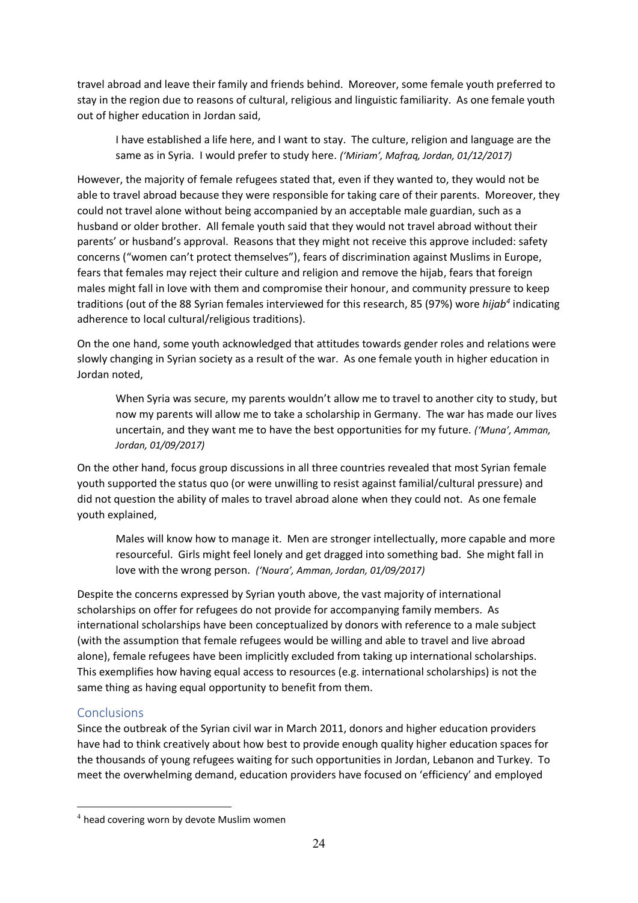travel abroad and leave their family and friends behind. Moreover, some female youth preferred to stay in the region due to reasons of cultural, religious and linguistic familiarity. As one female youth out of higher education in Jordan said,

> I have established a life here, and I want to stay. The culture, religion and language are the same as in Syria. I would prefer to study here. *('Miriam', Mafraq, Jordan, 01/12/2017)*

However, the majority of female refugees stated that, even if they wanted to, they would not be able to travel abroad because they were responsible for taking care of their parents. Moreover, they could not travel alone without being accompanied by an acceptable male guardian, such as a husband or older brother. All female youth said that they would not travel abroad without their parents' or husband's approval. Reasons that they might not receive this approve included: safety concerns ("women can't protect themselves"), fears of discrimination against Muslims in Europe, fears that females may reject their culture and religion and remove the hijab, fears that foreign males might fall in love with them and compromise their honour, and community pressure to keep traditions (out of the 88 Syrian females interviewed for this research, 85 (97%) wore *hijab*[4] indicating adherence to local cultural/religious traditions).

On the one hand, some youth acknowledged that attitudes towards gender roles and relations were slowly changing in Syrian society as a result of the war. As one female youth in higher education in Jordan noted,

> When Syria was secure, my parents wouldn't allow me to travel to another city to study, but now my parents will allow me to take a scholarship in Germany. The war has made our lives uncertain, and they want me to have the best opportunities for my future. *('Muna', Amman, Jordan, 01/09/2017)*

On the other hand, focus group discussions in all three countries revealed that most Syrian female youth supported the status quo (or were unwilling to resist against familial/cultural pressure) and did not question the ability of males to travel abroad alone when they could not. As one female youth explained,

> Males will know how to manage it. Men are stronger intellectually, more capable and more resourceful. Girls might feel lonely and get dragged into something bad. She might fall in love with the wrong person. *('Noura', Amman, Jordan, 01/09/2017)*

Despite the concerns expressed by Syrian youth above, the vast majority of international scholarships on offer for refugees do not provide for accompanying family members. As international scholarships have been conceptualized by donors with reference to a male subject (with the assumption that female refugees would be willing and able to travel and live abroad alone), female refugees have been implicitly excluded from taking up international scholarships. This exemplifies how having equal access to resources (e.g. international scholarships) is not the same thing as having equal opportunity to benefit from them.

## Conclusions

Since the outbreak of the Syrian civil war in March 2011, donors and higher education providers have had to think creatively about how best to provide enough quality higher education spaces for the thousands of young refugees waiting for such opportunities in Jordan, Lebanon and Turkey. To meet the overwhelming demand, education providers have focused on 'efficiency' and employed

---

[4] head covering worn by devote Muslim women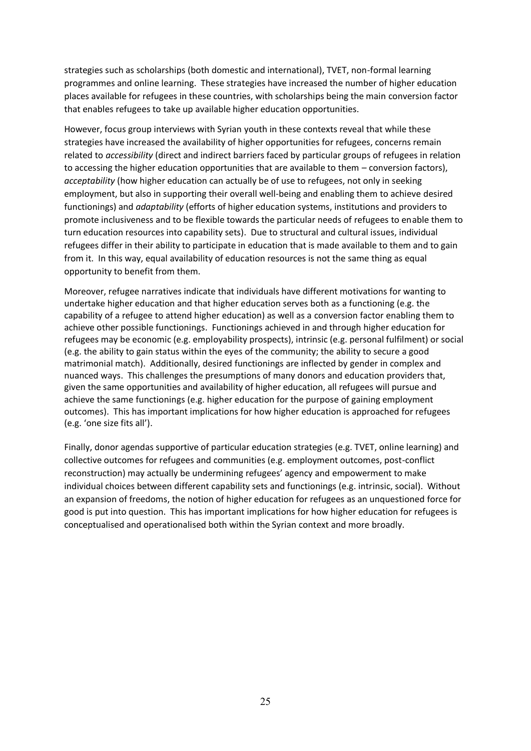strategies such as scholarships (both domestic and international), TVET, non-formal learning programmes and online learning. These strategies have increased the number of higher education places available for refugees in these countries, with scholarships being the main conversion factor that enables refugees to take up available higher education opportunities.

However, focus group interviews with Syrian youth in these contexts reveal that while these strategies have increased the availability of higher opportunities for refugees, concerns remain related to *accessibility* (direct and indirect barriers faced by particular groups of refugees in relation to accessing the higher education opportunities that are available to them – conversion factors), *acceptability* (how higher education can actually be of use to refugees, not only in seeking employment, but also in supporting their overall well-being and enabling them to achieve desired functionings) and *adaptability* (efforts of higher education systems, institutions and providers to promote inclusiveness and to be flexible towards the particular needs of refugees to enable them to turn education resources into capability sets). Due to structural and cultural issues, individual refugees differ in their ability to participate in education that is made available to them and to gain from it. In this way, equal availability of education resources is not the same thing as equal opportunity to benefit from them.

Moreover, refugee narratives indicate that individuals have different motivations for wanting to undertake higher education and that higher education serves both as a functioning (e.g. the capability of a refugee to attend higher education) as well as a conversion factor enabling them to achieve other possible functionings. Functionings achieved in and through higher education for refugees may be economic (e.g. employability prospects), intrinsic (e.g. personal fulfilment) or social (e.g. the ability to gain status within the eyes of the community; the ability to secure a good matrimonial match). Additionally, desired functionings are inflected by gender in complex and nuanced ways. This challenges the presumptions of many donors and education providers that, given the same opportunities and availability of higher education, all refugees will pursue and achieve the same functionings (e.g. higher education for the purpose of gaining employment outcomes). This has important implications for how higher education is approached for refugees (e.g. 'one size fits all').

Finally, donor agendas supportive of particular education strategies (e.g. TVET, online learning) and collective outcomes for refugees and communities (e.g. employment outcomes, post-conflict reconstruction) may actually be undermining refugees' agency and empowerment to make individual choices between different capability sets and functionings (e.g. intrinsic, social). Without an expansion of freedoms, the notion of higher education for refugees as an unquestioned force for good is put into question. This has important implications for how higher education for refugees is conceptualised and operationalised both within the Syrian context and more broadly.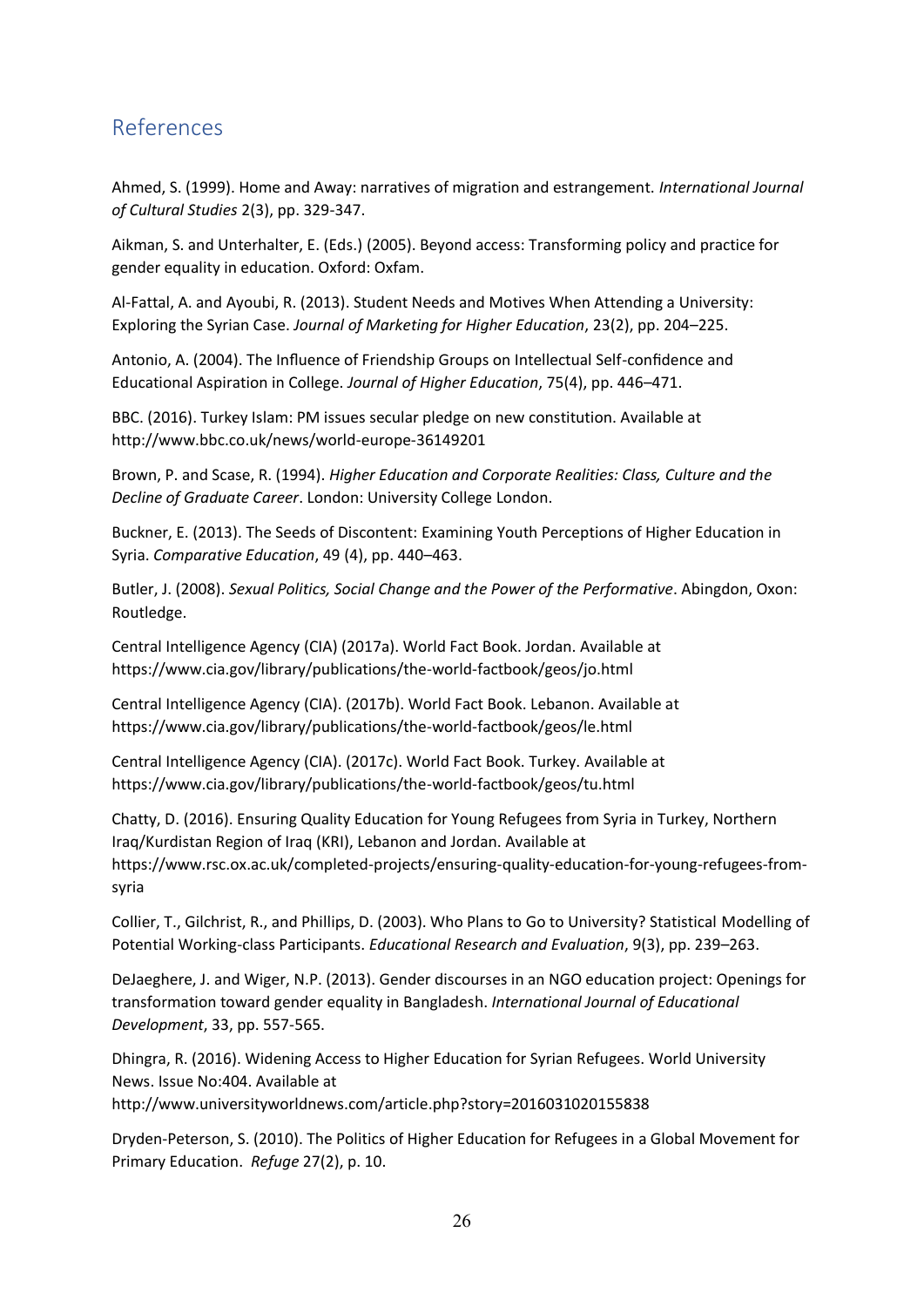## References

Ahmed, S. (1999). Home and Away: narratives of migration and estrangement. *International Journal of Cultural Studies* 2(3), pp. 329-347.

Aikman, S. and Unterhalter, E. (Eds.) (2005). Beyond access: Transforming policy and practice for gender equality in education. Oxford: Oxfam.

Al-Fattal, A. and Ayoubi, R. (2013). Student Needs and Motives When Attending a University: Exploring the Syrian Case. *Journal of Marketing for Higher Education*, 23(2), pp. 204–225.

Antonio, A. (2004). The Influence of Friendship Groups on Intellectual Self-confidence and Educational Aspiration in College. *Journal of Higher Education*, 75(4), pp. 446–471.

BBC. (2016). Turkey Islam: PM issues secular pledge on new constitution. Available at http://www.bbc.co.uk/news/world-europe-36149201

Brown, P. and Scase, R. (1994). *Higher Education and Corporate Realities: Class, Culture and the Decline of Graduate Career*. London: University College London.

Buckner, E. (2013). The Seeds of Discontent: Examining Youth Perceptions of Higher Education in Syria. *Comparative Education*, 49 (4), pp. 440–463.

Butler, J. (2008). *Sexual Politics, Social Change and the Power of the Performative*. Abingdon, Oxon: Routledge.

Central Intelligence Agency (CIA) (2017a). World Fact Book. Jordan. Available at https://www.cia.gov/library/publications/the-world-factbook/geos/jo.html

Central Intelligence Agency (CIA). (2017b). World Fact Book. Lebanon. Available at https://www.cia.gov/library/publications/the-world-factbook/geos/le.html

Central Intelligence Agency (CIA). (2017c). World Fact Book. Turkey. Available at https://www.cia.gov/library/publications/the-world-factbook/geos/tu.html

Chatty, D. (2016). Ensuring Quality Education for Young Refugees from Syria in Turkey, Northern Iraq/Kurdistan Region of Iraq (KRI), Lebanon and Jordan. Available at https://www.rsc.ox.ac.uk/completed-projects/ensuring-quality-education-for-young-refugees-from-syria

Collier, T., Gilchrist, R., and Phillips, D. (2003). Who Plans to Go to University? Statistical Modelling of Potential Working-class Participants. *Educational Research and Evaluation*, 9(3), pp. 239–263.

DeJaeghere, J. and Wiger, N.P. (2013). Gender discourses in an NGO education project: Openings for transformation toward gender equality in Bangladesh. *International Journal of Educational Development*, 33, pp. 557-565.

Dhingra, R. (2016). Widening Access to Higher Education for Syrian Refugees. World University News. Issue No:404. Available at http://www.universityworldnews.com/article.php?story=2016031020155838

Dryden-Peterson, S. (2010). The Politics of Higher Education for Refugees in a Global Movement for Primary Education. *Refuge* 27(2), p. 10.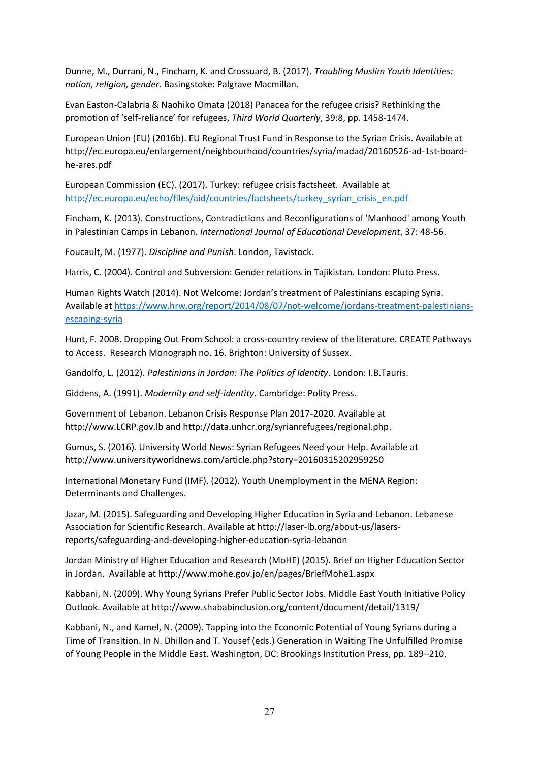Dunne, M., Durrani, N., Fincham, K. and Crossuard, B. (2017). *Troubling Muslim Youth Identities: nation, religion, gender.* Basingstoke: Palgrave Macmillan.

Evan Easton-Calabria & Naohiko Omata (2018) Panacea for the refugee crisis? Rethinking the promotion of 'self-reliance' for refugees, *Third World Quarterly*, 39:8, pp. 1458-1474.

European Union (EU) (2016b). EU Regional Trust Fund in Response to the Syrian Crisis. Available at http://ec.europa.eu/enlargement/neighbourhood/countries/syria/madad/20160526-ad-1st-board-he-ares.pdf

European Commission (EC). (2017). Turkey: refugee crisis factsheet. Available at http://ec.europa.eu/echo/files/aid/countries/factsheets/turkey_syrian_crisis_en.pdf

Fincham, K. (2013). Constructions, Contradictions and Reconfigurations of 'Manhood' among Youth in Palestinian Camps in Lebanon. *International Journal of Educational Development*, 37: 48-56.

Foucault, M. (1977). *Discipline and Punish*. London, Tavistock.

Harris, C. (2004). Control and Subversion: Gender relations in Tajikistan. London: Pluto Press.

Human Rights Watch (2014). Not Welcome: Jordan's treatment of Palestinians escaping Syria. Available at https://www.hrw.org/report/2014/08/07/not-welcome/jordans-treatment-palestinians-escaping-syria

Hunt, F. 2008. Dropping Out From School: a cross-country review of the literature. CREATE Pathways to Access. Research Monograph no. 16. Brighton: University of Sussex.

Gandolfo, L. (2012). *Palestinians in Jordan: The Politics of Identity*. London: I.B.Tauris.

Giddens, A. (1991). *Modernity and self-identity*. Cambridge: Polity Press.

Government of Lebanon. Lebanon Crisis Response Plan 2017-2020. Available at http://www.LCRP.gov.lb and http://data.unhcr.org/syrianrefugees/regional.php.

Gumus, S. (2016). University World News: Syrian Refugees Need your Help. Available at http://www.universityworldnews.com/article.php?story=20160315202959250

International Monetary Fund (IMF). (2012). Youth Unemployment in the MENA Region: Determinants and Challenges.

Jazar, M. (2015). Safeguarding and Developing Higher Education in Syria and Lebanon. Lebanese Association for Scientific Research. Available at http://laser-lb.org/about-us/lasers-reports/safeguarding-and-developing-higher-education-syria-lebanon

Jordan Ministry of Higher Education and Research (MoHE) (2015). Brief on Higher Education Sector in Jordan. Available at http://www.mohe.gov.jo/en/pages/BriefMohe1.aspx

Kabbani, N. (2009). Why Young Syrians Prefer Public Sector Jobs. Middle East Youth Initiative Policy Outlook. Available at http://www.shababinclusion.org/content/document/detail/1319/

Kabbani, N., and Kamel, N. (2009). Tapping into the Economic Potential of Young Syrians during a Time of Transition. In N. Dhillon and T. Yousef (eds.) Generation in Waiting The Unfulfilled Promise of Young People in the Middle East. Washington, DC: Brookings Institution Press, pp. 189–210.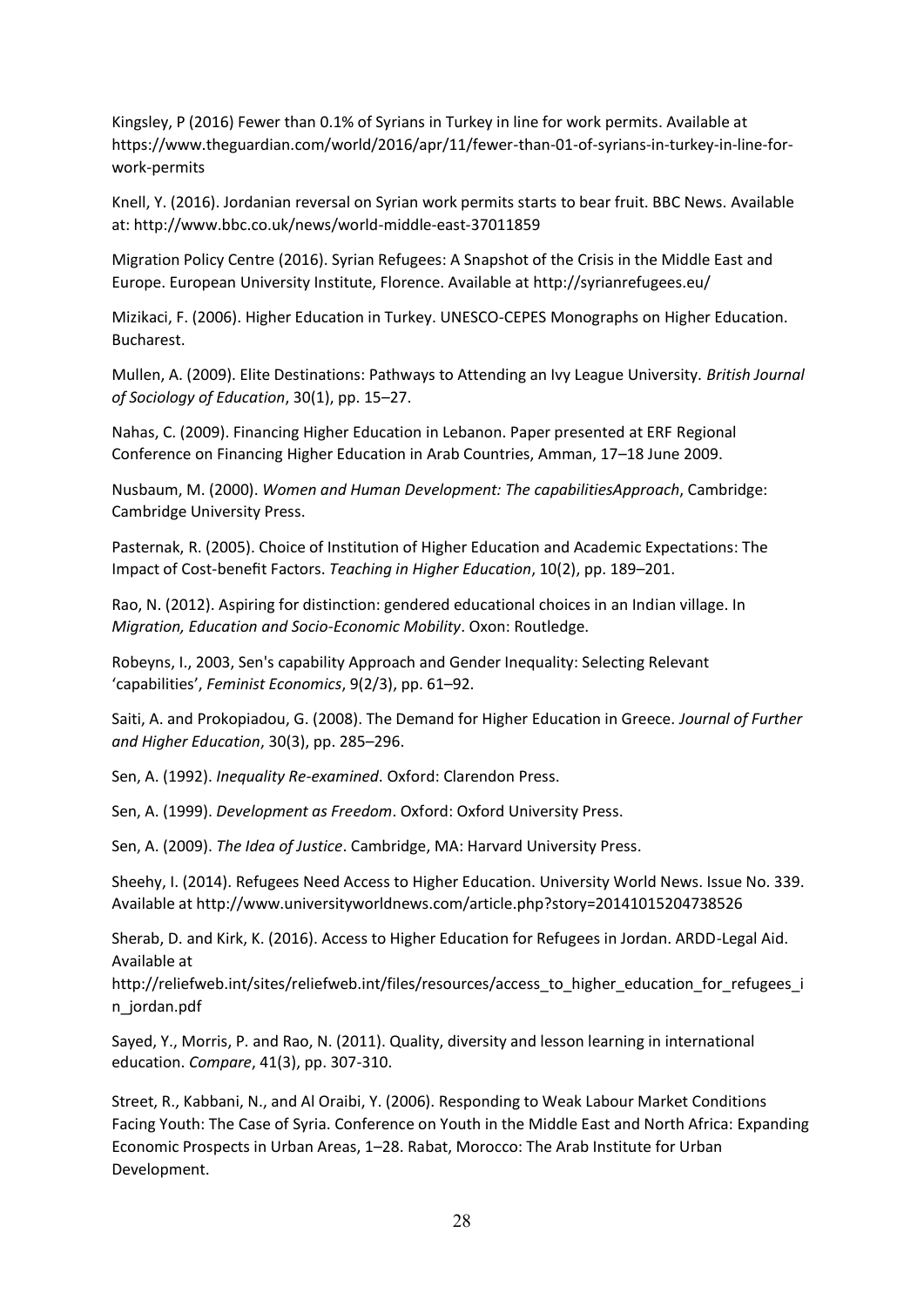Kingsley, P (2016) Fewer than 0.1% of Syrians in Turkey in line for work permits. Available at https://www.theguardian.com/world/2016/apr/11/fewer-than-01-of-syrians-in-turkey-in-line-for-work-permits

Knell, Y. (2016). Jordanian reversal on Syrian work permits starts to bear fruit. BBC News. Available at: http://www.bbc.co.uk/news/world-middle-east-37011859

Migration Policy Centre (2016). Syrian Refugees: A Snapshot of the Crisis in the Middle East and Europe. European University Institute, Florence. Available at http://syrianrefugees.eu/

Mizikaci, F. (2006). Higher Education in Turkey. UNESCO-CEPES Monographs on Higher Education. Bucharest.

Mullen, A. (2009). Elite Destinations: Pathways to Attending an Ivy League University. *British Journal of Sociology of Education*, 30(1), pp. 15–27.

Nahas, C. (2009). Financing Higher Education in Lebanon. Paper presented at ERF Regional Conference on Financing Higher Education in Arab Countries, Amman, 17–18 June 2009.

Nusbaum, M. (2000). *Women and Human Development: The capabilitiesApproach*, Cambridge: Cambridge University Press.

Pasternak, R. (2005). Choice of Institution of Higher Education and Academic Expectations: The Impact of Cost-benefit Factors. *Teaching in Higher Education*, 10(2), pp. 189–201.

Rao, N. (2012). Aspiring for distinction: gendered educational choices in an Indian village. In *Migration, Education and Socio-Economic Mobility*. Oxon: Routledge.

Robeyns, I., 2003, Sen's capability Approach and Gender Inequality: Selecting Relevant 'capabilities', *Feminist Economics*, 9(2/3), pp. 61–92.

Saiti, A. and Prokopiadou, G. (2008). The Demand for Higher Education in Greece. *Journal of Further and Higher Education*, 30(3), pp. 285–296.

Sen, A. (1992). *Inequality Re-examined*. Oxford: Clarendon Press.

Sen, A. (1999). *Development as Freedom*. Oxford: Oxford University Press.

Sen, A. (2009). *The Idea of Justice*. Cambridge, MA: Harvard University Press.

Sheehy, I. (2014). Refugees Need Access to Higher Education. University World News. Issue No. 339. Available at http://www.universityworldnews.com/article.php?story=20141015204738526

Sherab, D. and Kirk, K. (2016). Access to Higher Education for Refugees in Jordan. ARDD-Legal Aid. Available at http://reliefweb.int/sites/reliefweb.int/files/resources/access_to_higher_education_for_refugees_in_jordan.pdf

Sayed, Y., Morris, P. and Rao, N. (2011). Quality, diversity and lesson learning in international education. *Compare*, 41(3), pp. 307-310.

Street, R., Kabbani, N., and Al Oraibi, Y. (2006). Responding to Weak Labour Market Conditions Facing Youth: The Case of Syria. Conference on Youth in the Middle East and North Africa: Expanding Economic Prospects in Urban Areas, 1–28. Rabat, Morocco: The Arab Institute for Urban Development.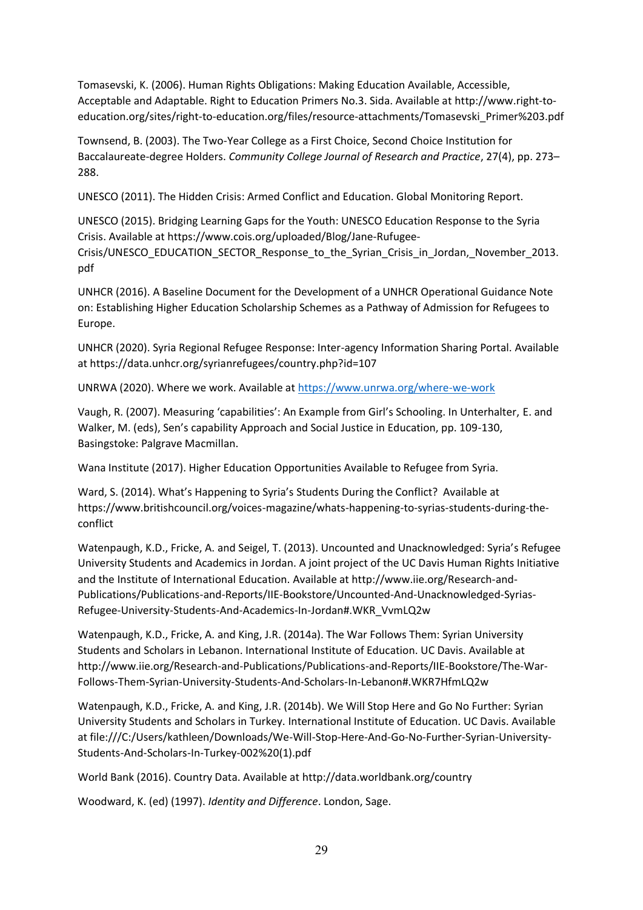Tomasevski, K. (2006). Human Rights Obligations: Making Education Available, Accessible, Acceptable and Adaptable. Right to Education Primers No.3. Sida. Available at http://www.right-to-education.org/sites/right-to-education.org/files/resource-attachments/Tomasevski_Primer%203.pdf

Townsend, B. (2003). The Two-Year College as a First Choice, Second Choice Institution for Baccalaureate-degree Holders. *Community College Journal of Research and Practice*, 27(4), pp. 273–288.

UNESCO (2011). The Hidden Crisis: Armed Conflict and Education. Global Monitoring Report.

UNESCO (2015). Bridging Learning Gaps for the Youth: UNESCO Education Response to the Syria Crisis. Available at https://www.cois.org/uploaded/Blog/Jane-Rufugee-Crisis/UNESCO_EDUCATION_SECTOR_Response_to_the_Syrian_Crisis_in_Jordan,_November_2013.pdf

UNHCR (2016). A Baseline Document for the Development of a UNHCR Operational Guidance Note on: Establishing Higher Education Scholarship Schemes as a Pathway of Admission for Refugees to Europe.

UNHCR (2020). Syria Regional Refugee Response: Inter-agency Information Sharing Portal. Available at https://data.unhcr.org/syrianrefugees/country.php?id=107

UNRWA (2020). Where we work. Available at https://www.unrwa.org/where-we-work

Vaugh, R. (2007). Measuring 'capabilities': An Example from Girl's Schooling. In Unterhalter, E. and Walker, M. (eds), Sen's capability Approach and Social Justice in Education, pp. 109-130, Basingstoke: Palgrave Macmillan.

Wana Institute (2017). Higher Education Opportunities Available to Refugee from Syria.

Ward, S. (2014). What's Happening to Syria's Students During the Conflict? Available at https://www.britishcouncil.org/voices-magazine/whats-happening-to-syrias-students-during-the-conflict

Watenpaugh, K.D., Fricke, A. and Seigel, T. (2013). Uncounted and Unacknowledged: Syria's Refugee University Students and Academics in Jordan. A joint project of the UC Davis Human Rights Initiative and the Institute of International Education. Available at http://www.iie.org/Research-and-Publications/Publications-and-Reports/IIE-Bookstore/Uncounted-And-Unacknowledged-Syrias-Refugee-University-Students-And-Academics-In-Jordan#.WKR_VvmLQ2w

Watenpaugh, K.D., Fricke, A. and King, J.R. (2014a). The War Follows Them: Syrian University Students and Scholars in Lebanon. International Institute of Education. UC Davis. Available at http://www.iie.org/Research-and-Publications/Publications-and-Reports/IIE-Bookstore/The-War-Follows-Them-Syrian-University-Students-And-Scholars-In-Lebanon#.WKR7HfmLQ2w

Watenpaugh, K.D., Fricke, A. and King, J.R. (2014b). We Will Stop Here and Go No Further: Syrian University Students and Scholars in Turkey. International Institute of Education. UC Davis. Available at file:///C:/Users/kathleen/Downloads/We-Will-Stop-Here-And-Go-No-Further-Syrian-University-Students-And-Scholars-In-Turkey-002%20(1).pdf

World Bank (2016). Country Data. Available at http://data.worldbank.org/country

Woodward, K. (ed) (1997). *Identity and Difference*. London, Sage.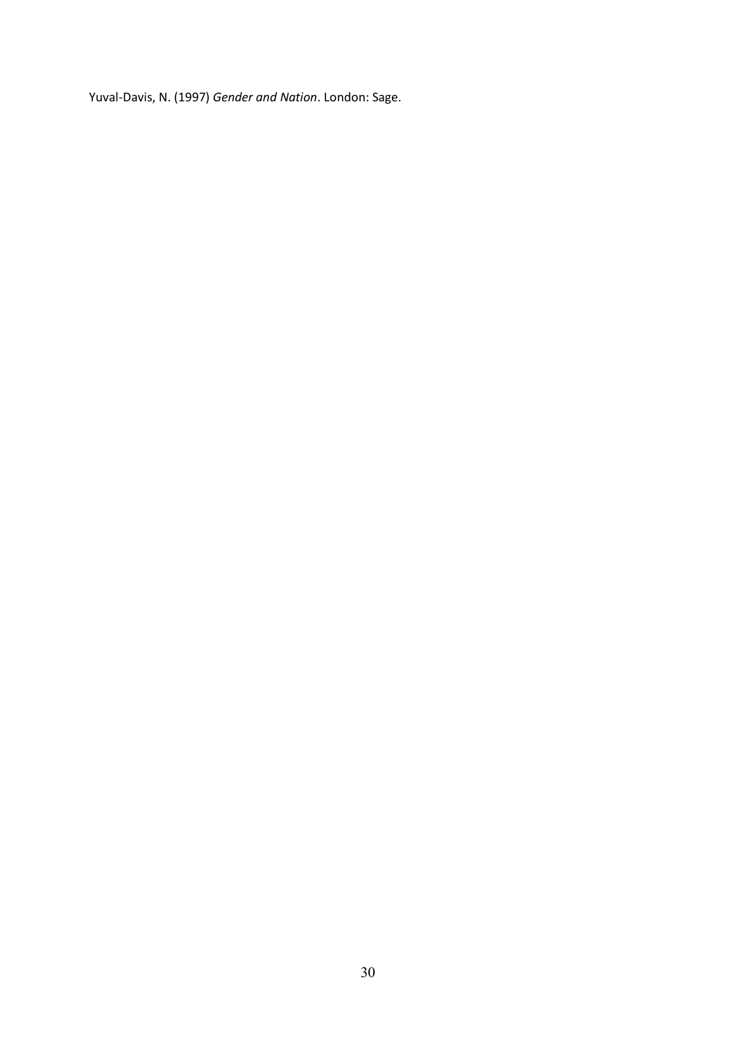Yuval-Davis, N. (1997) *Gender and Nation*. London: Sage.